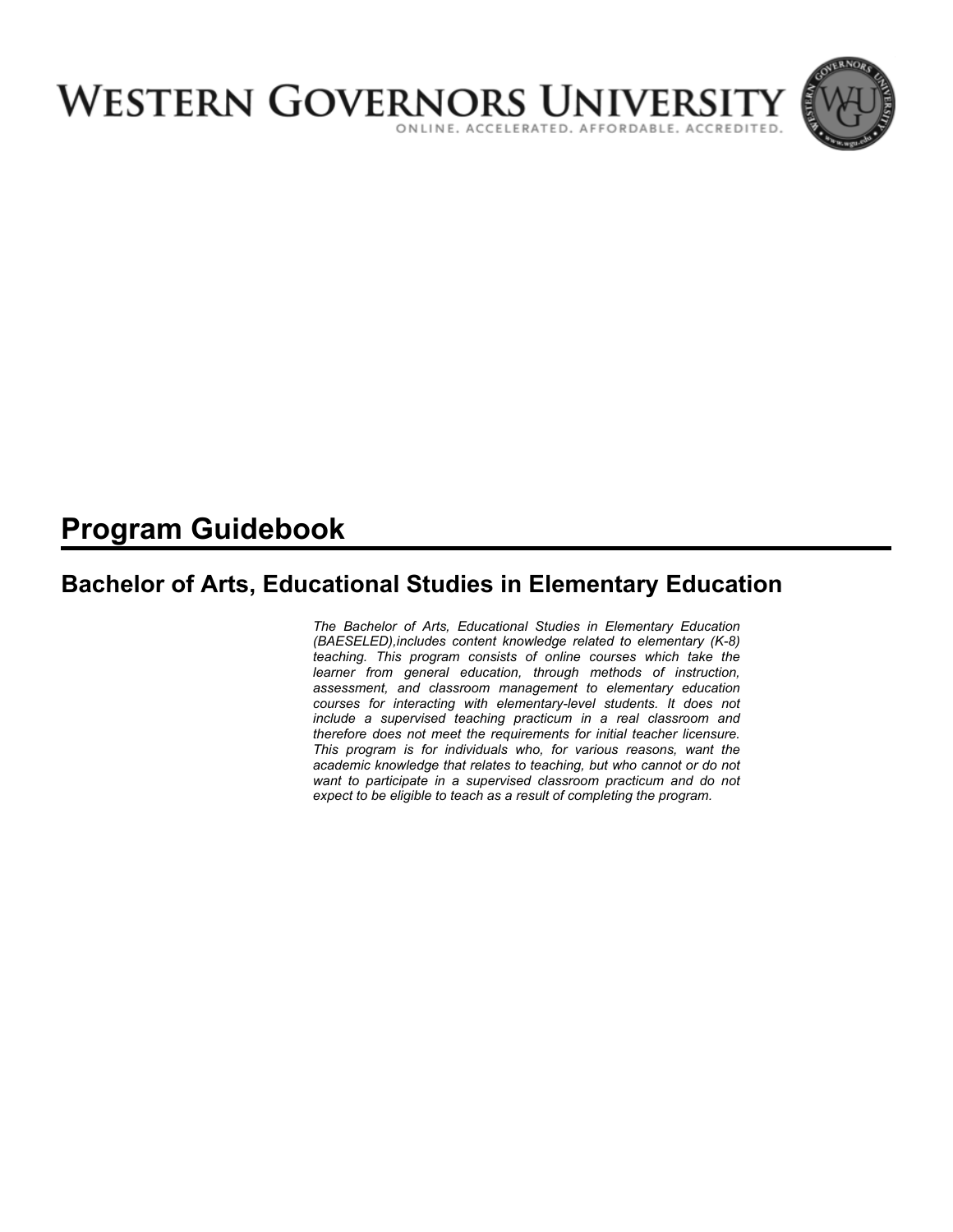# WESTERN GOVERNORS UNIVERSITY

ONLINE. ACCELERATED. AFFORDABLE. ACCREDITED.

# Program Guidebook

## Bachelor of Arts, Educational Studies in Elementary Education

*The Bachelor of Arts, Educational Studies in Elementary Education (BAESELED),includes content knowledge related to elementary (K-8) teaching. This program consists of online courses which take the learner from general education, through methods of instruction, assessment, and classroom management to elementary education courses for interacting with elementary-level students. It does not include a supervised teaching practicum in a real classroom and therefore does not meet the requirements for initial teacher licensure. This program is for individuals who, for various reasons, want the academic knowledge that relates to teaching, but who cannot or do not want to participate in a supervised classroom practicum and do not expect to be eligible to teach as a result of completing the program.*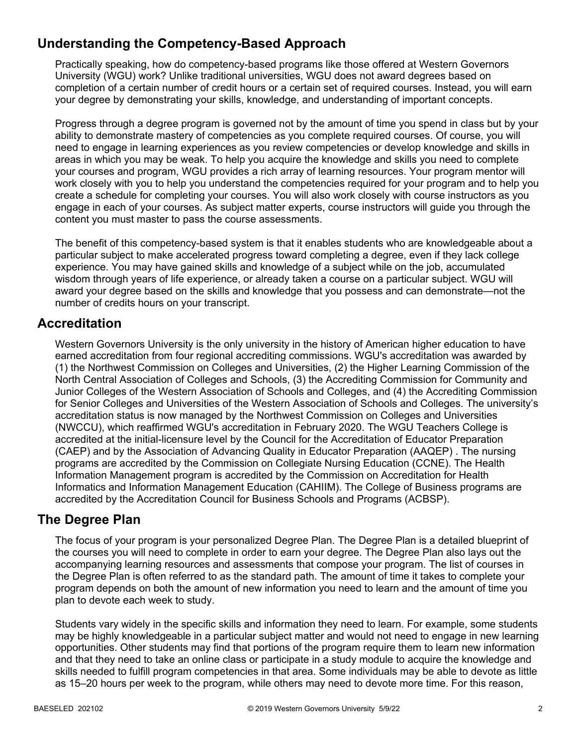## Understanding the Competency-Based Approach

Practically speaking, how do competency-based programs like those offered at Western Governors University (WGU) work? Unlike traditional universities, WGU does not award degrees based on completion of a certain number of credit hours or a certain set of required courses. Instead, you will earn your degree by demonstrating your skills, knowledge, and understanding of important concepts.

Progress through a degree program is governed not by the amount of time you spend in class but by your ability to demonstrate mastery of competencies as you complete required courses. Of course, you will need to engage in learning experiences as you review competencies or develop knowledge and skills in areas in which you may be weak. To help you acquire the knowledge and skills you need to complete your courses and program, WGU provides a rich array of learning resources. Your program mentor will work closely with you to help you understand the competencies required for your program and to help you create a schedule for completing your courses. You will also work closely with course instructors as you engage in each of your courses. As subject matter experts, course instructors will guide you through the content you must master to pass the course assessments.

The benefit of this competency-based system is that it enables students who are knowledgeable about a particular subject to make accelerated progress toward completing a degree, even if they lack college experience. You may have gained skills and knowledge of a subject while on the job, accumulated wisdom through years of life experience, or already taken a course on a particular subject. WGU will award your degree based on the skills and knowledge that you possess and can demonstrate—not the number of credits hours on your transcript.

## Accreditation

Western Governors University is the only university in the history of American higher education to have earned accreditation from four regional accrediting commissions. WGU's accreditation was awarded by (1) the Northwest Commission on Colleges and Universities, (2) the Higher Learning Commission of the North Central Association of Colleges and Schools, (3) the Accrediting Commission for Community and Junior Colleges of the Western Association of Schools and Colleges, and (4) the Accrediting Commission for Senior Colleges and Universities of the Western Association of Schools and Colleges. The university's accreditation status is now managed by the Northwest Commission on Colleges and Universities (NWCCU), which reaffirmed WGU's accreditation in February 2020. The WGU Teachers College is accredited at the initial-licensure level by the Council for the Accreditation of Educator Preparation (CAEP) and by the Association of Advancing Quality in Educator Preparation (AAQEP) . The nursing programs are accredited by the Commission on Collegiate Nursing Education (CCNE). The Health Information Management program is accredited by the Commission on Accreditation for Health Informatics and Information Management Education (CAHIIM). The College of Business programs are accredited by the Accreditation Council for Business Schools and Programs (ACBSP).

## The Degree Plan

The focus of your program is your personalized Degree Plan. The Degree Plan is a detailed blueprint of the courses you will need to complete in order to earn your degree. The Degree Plan also lays out the accompanying learning resources and assessments that compose your program. The list of courses in the Degree Plan is often referred to as the standard path. The amount of time it takes to complete your program depends on both the amount of new information you need to learn and the amount of time you plan to devote each week to study.

Students vary widely in the specific skills and information they need to learn. For example, some students may be highly knowledgeable in a particular subject matter and would not need to engage in new learning opportunities. Other students may find that portions of the program require them to learn new information and that they need to take an online class or participate in a study module to acquire the knowledge and skills needed to fulfill program competencies in that area. Some individuals may be able to devote as little as 15–20 hours per week to the program, while others may need to devote more time. For this reason,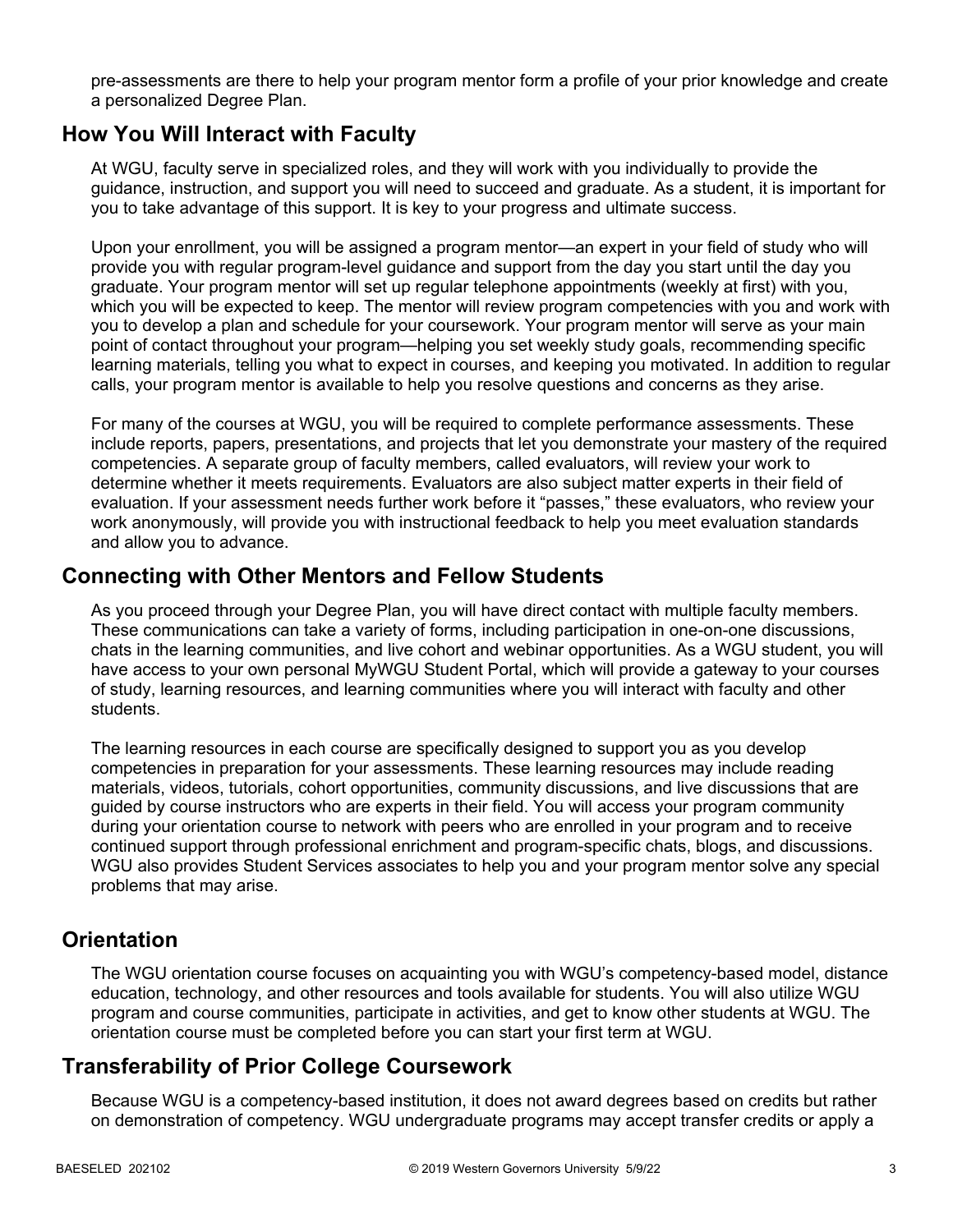pre-assessments are there to help your program mentor form a profile of your prior knowledge and create a personalized Degree Plan.

## How You Will Interact with Faculty

At WGU, faculty serve in specialized roles, and they will work with you individually to provide the guidance, instruction, and support you will need to succeed and graduate. As a student, it is important for you to take advantage of this support. It is key to your progress and ultimate success.

Upon your enrollment, you will be assigned a program mentor—an expert in your field of study who will provide you with regular program-level guidance and support from the day you start until the day you graduate. Your program mentor will set up regular telephone appointments (weekly at first) with you, which you will be expected to keep. The mentor will review program competencies with you and work with you to develop a plan and schedule for your coursework. Your program mentor will serve as your main point of contact throughout your program—helping you set weekly study goals, recommending specific learning materials, telling you what to expect in courses, and keeping you motivated. In addition to regular calls, your program mentor is available to help you resolve questions and concerns as they arise.

For many of the courses at WGU, you will be required to complete performance assessments. These include reports, papers, presentations, and projects that let you demonstrate your mastery of the required competencies. A separate group of faculty members, called evaluators, will review your work to determine whether it meets requirements. Evaluators are also subject matter experts in their field of evaluation. If your assessment needs further work before it "passes," these evaluators, who review your work anonymously, will provide you with instructional feedback to help you meet evaluation standards and allow you to advance.

## Connecting with Other Mentors and Fellow Students

As you proceed through your Degree Plan, you will have direct contact with multiple faculty members. These communications can take a variety of forms, including participation in one-on-one discussions, chats in the learning communities, and live cohort and webinar opportunities. As a WGU student, you will have access to your own personal MyWGU Student Portal, which will provide a gateway to your courses of study, learning resources, and learning communities where you will interact with faculty and other students.

The learning resources in each course are specifically designed to support you as you develop competencies in preparation for your assessments. These learning resources may include reading materials, videos, tutorials, cohort opportunities, community discussions, and live discussions that are guided by course instructors who are experts in their field. You will access your program community during your orientation course to network with peers who are enrolled in your program and to receive continued support through professional enrichment and program-specific chats, blogs, and discussions. WGU also provides Student Services associates to help you and your program mentor solve any special problems that may arise.

## Orientation

The WGU orientation course focuses on acquainting you with WGU's competency-based model, distance education, technology, and other resources and tools available for students. You will also utilize WGU program and course communities, participate in activities, and get to know other students at WGU. The orientation course must be completed before you can start your first term at WGU.

## Transferability of Prior College Coursework

Because WGU is a competency-based institution, it does not award degrees based on credits but rather on demonstration of competency. WGU undergraduate programs may accept transfer credits or apply a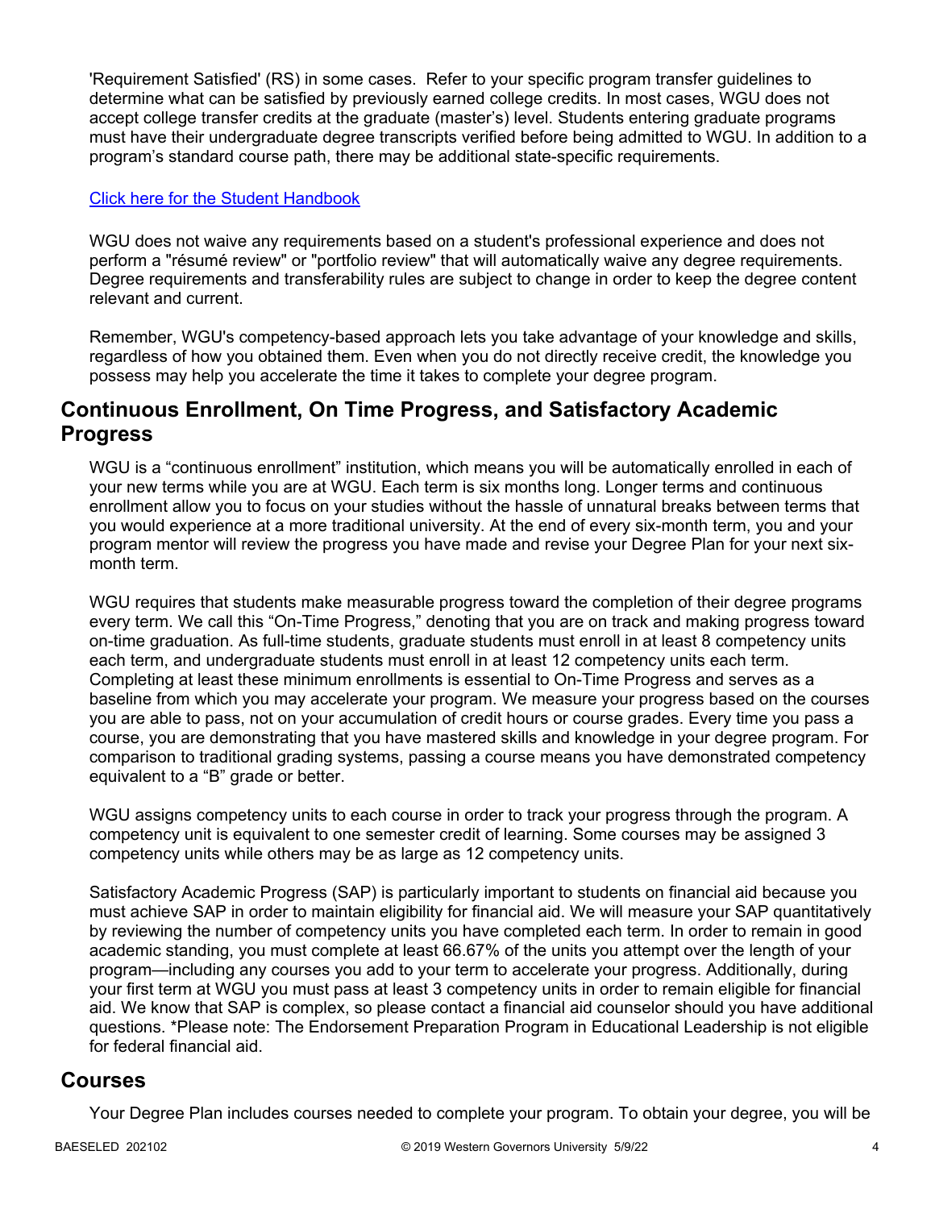'Requirement Satisfied' (RS) in some cases. Refer to your specific program transfer guidelines to determine what can be satisfied by previously earned college credits. In most cases, WGU does not accept college transfer credits at the graduate (master's) level. Students entering graduate programs must have their undergraduate degree transcripts verified before being admitted to WGU. In addition to a program's standard course path, there may be additional state-specific requirements.

Click here for the Student Handbook

WGU does not waive any requirements based on a student's professional experience and does not perform a "résumé review" or "portfolio review" that will automatically waive any degree requirements. Degree requirements and transferability rules are subject to change in order to keep the degree content relevant and current.

Remember, WGU's competency-based approach lets you take advantage of your knowledge and skills, regardless of how you obtained them. Even when you do not directly receive credit, the knowledge you possess may help you accelerate the time it takes to complete your degree program.

## Continuous Enrollment, On Time Progress, and Satisfactory Academic Progress

WGU is a "continuous enrollment" institution, which means you will be automatically enrolled in each of your new terms while you are at WGU. Each term is six months long. Longer terms and continuous enrollment allow you to focus on your studies without the hassle of unnatural breaks between terms that you would experience at a more traditional university. At the end of every six-month term, you and your program mentor will review the progress you have made and revise your Degree Plan for your next six-month term.

WGU requires that students make measurable progress toward the completion of their degree programs every term. We call this "On-Time Progress," denoting that you are on track and making progress toward on-time graduation. As full-time students, graduate students must enroll in at least 8 competency units each term, and undergraduate students must enroll in at least 12 competency units each term. Completing at least these minimum enrollments is essential to On-Time Progress and serves as a baseline from which you may accelerate your program. We measure your progress based on the courses you are able to pass, not on your accumulation of credit hours or course grades. Every time you pass a course, you are demonstrating that you have mastered skills and knowledge in your degree program. For comparison to traditional grading systems, passing a course means you have demonstrated competency equivalent to a "B" grade or better.

WGU assigns competency units to each course in order to track your progress through the program. A competency unit is equivalent to one semester credit of learning. Some courses may be assigned 3 competency units while others may be as large as 12 competency units.

Satisfactory Academic Progress (SAP) is particularly important to students on financial aid because you must achieve SAP in order to maintain eligibility for financial aid. We will measure your SAP quantitatively by reviewing the number of competency units you have completed each term. In order to remain in good academic standing, you must complete at least 66.67% of the units you attempt over the length of your program—including any courses you add to your term to accelerate your progress. Additionally, during your first term at WGU you must pass at least 3 competency units in order to remain eligible for financial aid. We know that SAP is complex, so please contact a financial aid counselor should you have additional questions. *Please note: The Endorsement Preparation Program in Educational Leadership is not eligible for federal financial aid.

## Courses

Your Degree Plan includes courses needed to complete your program. To obtain your degree, you will be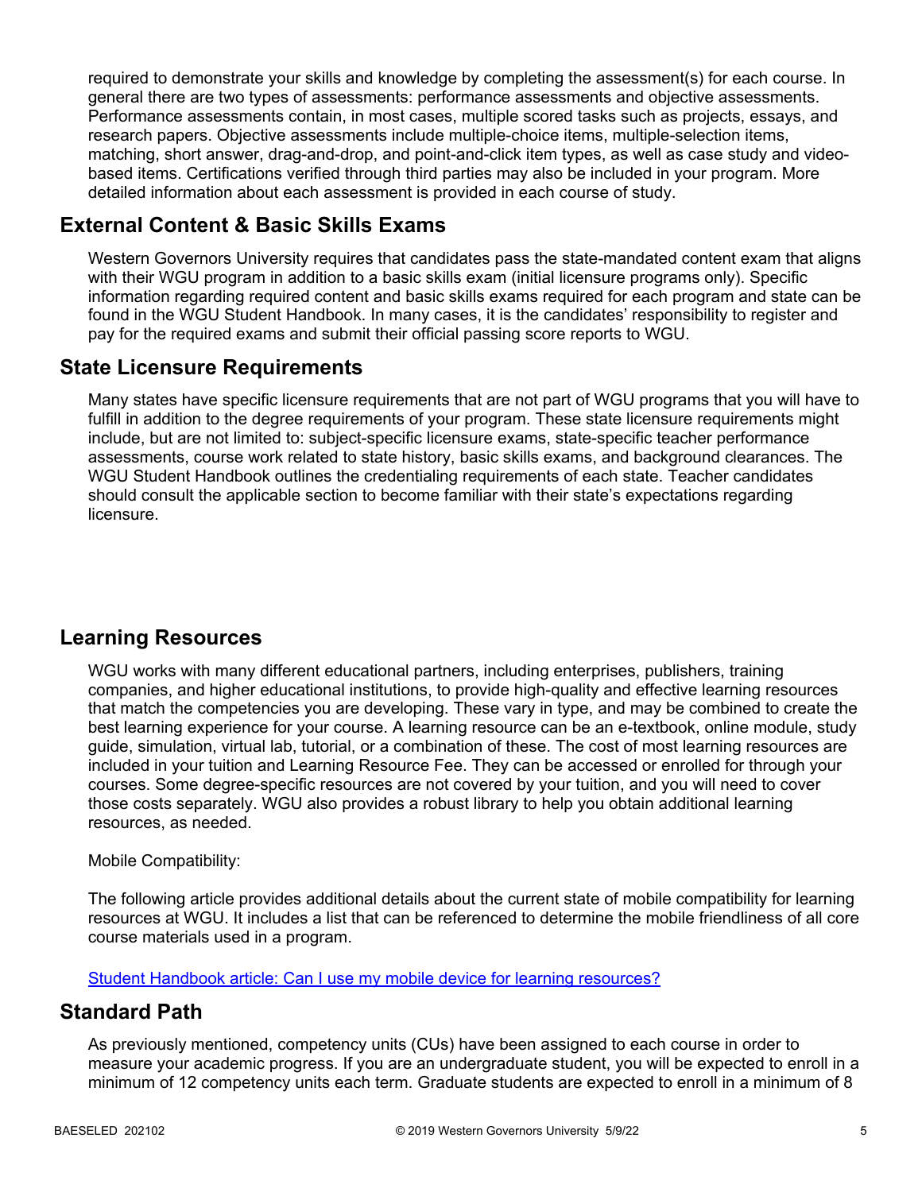required to demonstrate your skills and knowledge by completing the assessment(s) for each course. In general there are two types of assessments: performance assessments and objective assessments. Performance assessments contain, in most cases, multiple scored tasks such as projects, essays, and research papers. Objective assessments include multiple-choice items, multiple-selection items, matching, short answer, drag-and-drop, and point-and-click item types, as well as case study and video-based items. Certifications verified through third parties may also be included in your program. More detailed information about each assessment is provided in each course of study.

## External Content & Basic Skills Exams

Western Governors University requires that candidates pass the state-mandated content exam that aligns with their WGU program in addition to a basic skills exam (initial licensure programs only). Specific information regarding required content and basic skills exams required for each program and state can be found in the WGU Student Handbook. In many cases, it is the candidates' responsibility to register and pay for the required exams and submit their official passing score reports to WGU.

## State Licensure Requirements

Many states have specific licensure requirements that are not part of WGU programs that you will have to fulfill in addition to the degree requirements of your program. These state licensure requirements might include, but are not limited to: subject-specific licensure exams, state-specific teacher performance assessments, course work related to state history, basic skills exams, and background clearances. The WGU Student Handbook outlines the credentialing requirements of each state. Teacher candidates should consult the applicable section to become familiar with their state's expectations regarding licensure.

## Learning Resources

WGU works with many different educational partners, including enterprises, publishers, training companies, and higher educational institutions, to provide high-quality and effective learning resources that match the competencies you are developing. These vary in type, and may be combined to create the best learning experience for your course. A learning resource can be an e-textbook, online module, study guide, simulation, virtual lab, tutorial, or a combination of these. The cost of most learning resources are included in your tuition and Learning Resource Fee. They can be accessed or enrolled for through your courses. Some degree-specific resources are not covered by your tuition, and you will need to cover those costs separately. WGU also provides a robust library to help you obtain additional learning resources, as needed.

Mobile Compatibility:

The following article provides additional details about the current state of mobile compatibility for learning resources at WGU. It includes a list that can be referenced to determine the mobile friendliness of all core course materials used in a program.

[Student Handbook article: Can I use my mobile device for learning resources?]

## Standard Path

As previously mentioned, competency units (CUs) have been assigned to each course in order to measure your academic progress. If you are an undergraduate student, you will be expected to enroll in a minimum of 12 competency units each term. Graduate students are expected to enroll in a minimum of 8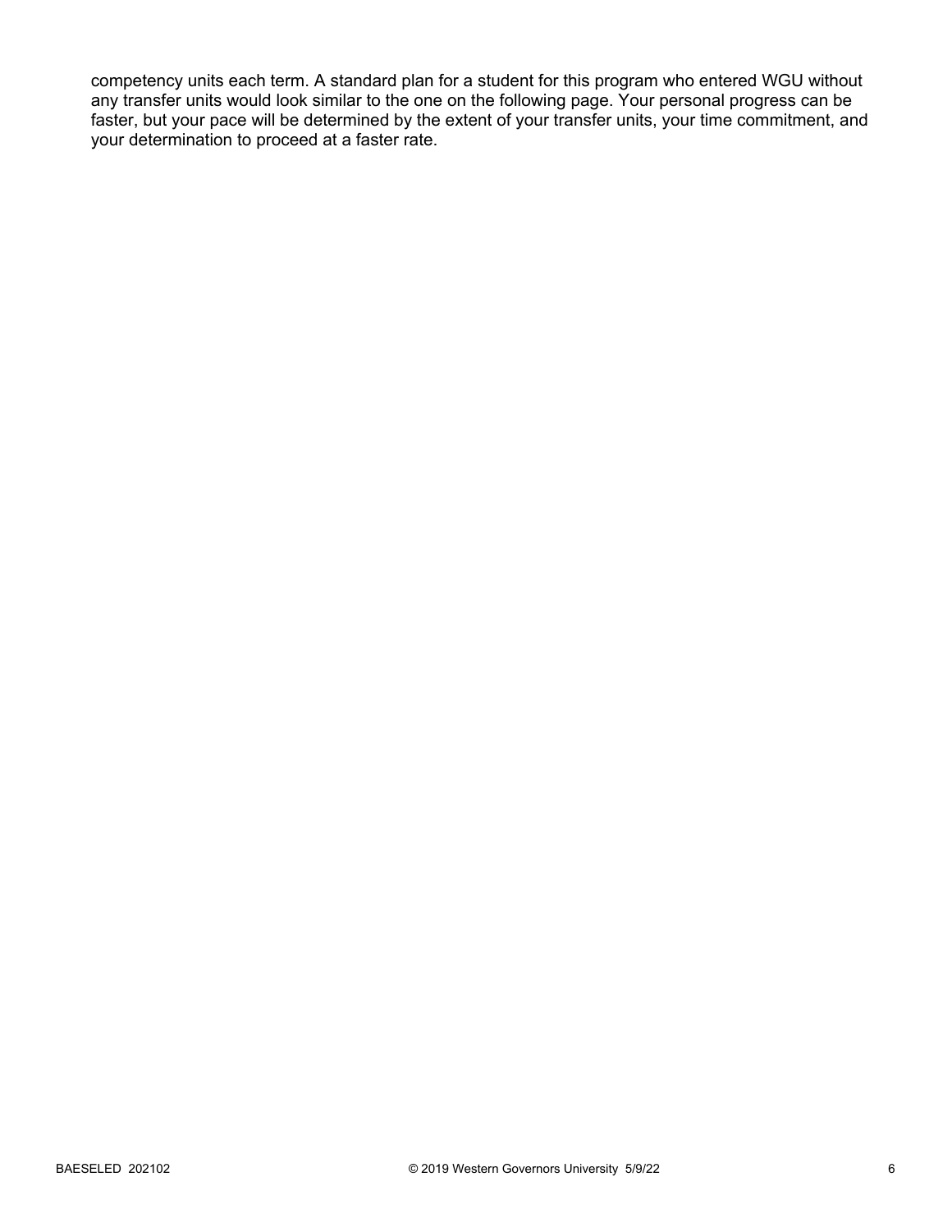competency units each term. A standard plan for a student for this program who entered WGU without any transfer units would look similar to the one on the following page. Your personal progress can be faster, but your pace will be determined by the extent of your transfer units, your time commitment, and your determination to proceed at a faster rate.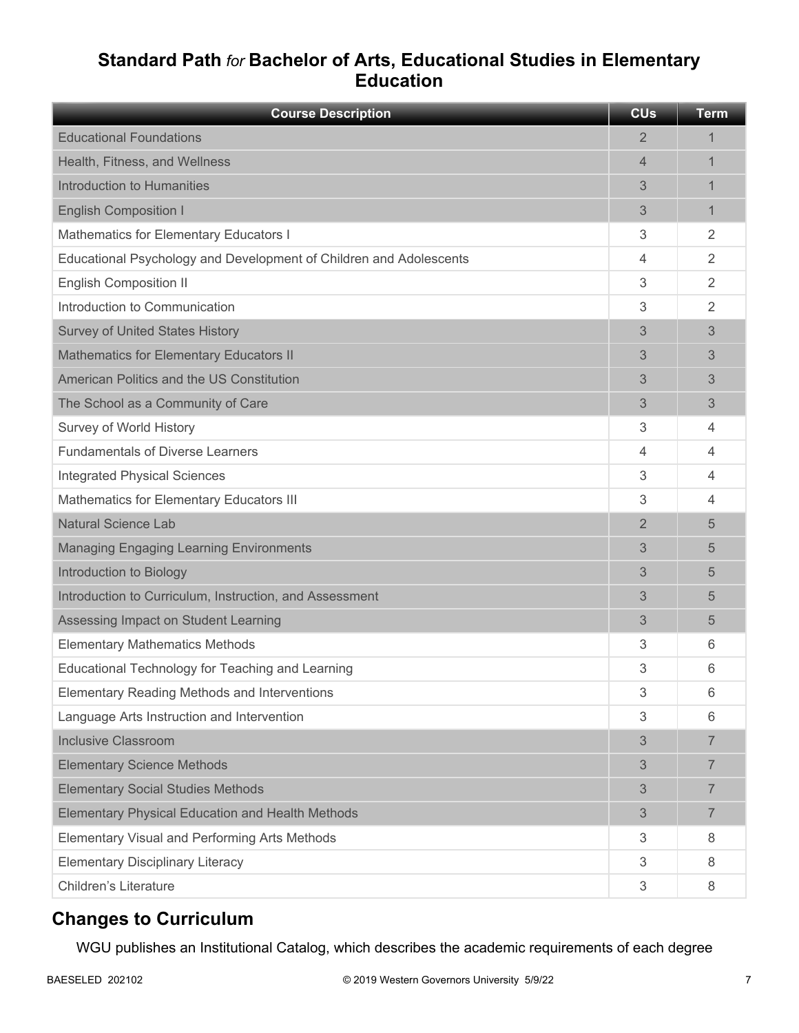## Standard Path *for* Bachelor of Arts, Educational Studies in Elementary Education

| Course Description | CUs | Term |
|---|---|---|
| Educational Foundations | 2 | 1 |
| Health, Fitness, and Wellness | 4 | 1 |
| Introduction to Humanities | 3 | 1 |
| English Composition I | 3 | 1 |
| Mathematics for Elementary Educators I | 3 | 2 |
| Educational Psychology and Development of Children and Adolescents | 4 | 2 |
| English Composition II | 3 | 2 |
| Introduction to Communication | 3 | 2 |
| Survey of United States History | 3 | 3 |
| Mathematics for Elementary Educators II | 3 | 3 |
| American Politics and the US Constitution | 3 | 3 |
| The School as a Community of Care | 3 | 3 |
| Survey of World History | 3 | 4 |
| Fundamentals of Diverse Learners | 4 | 4 |
| Integrated Physical Sciences | 3 | 4 |
| Mathematics for Elementary Educators III | 3 | 4 |
| Natural Science Lab | 2 | 5 |
| Managing Engaging Learning Environments | 3 | 5 |
| Introduction to Biology | 3 | 5 |
| Introduction to Curriculum, Instruction, and Assessment | 3 | 5 |
| Assessing Impact on Student Learning | 3 | 5 |
| Elementary Mathematics Methods | 3 | 6 |
| Educational Technology for Teaching and Learning | 3 | 6 |
| Elementary Reading Methods and Interventions | 3 | 6 |
| Language Arts Instruction and Intervention | 3 | 6 |
| Inclusive Classroom | 3 | 7 |
| Elementary Science Methods | 3 | 7 |
| Elementary Social Studies Methods | 3 | 7 |
| Elementary Physical Education and Health Methods | 3 | 7 |
| Elementary Visual and Performing Arts Methods | 3 | 8 |
| Elementary Disciplinary Literacy | 3 | 8 |
| Children's Literature | 3 | 8 |

## Changes to Curriculum

WGU publishes an Institutional Catalog, which describes the academic requirements of each degree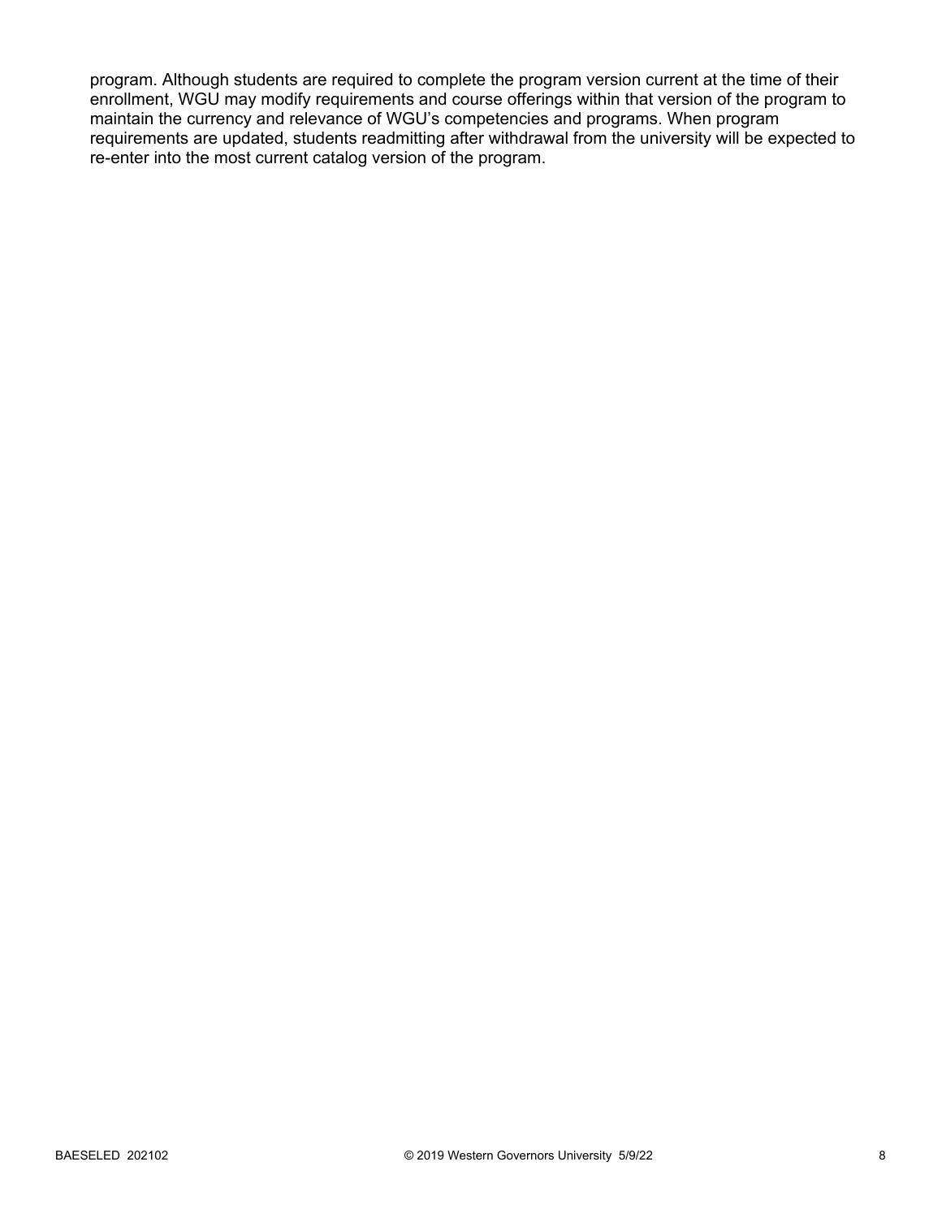program. Although students are required to complete the program version current at the time of their enrollment, WGU may modify requirements and course offerings within that version of the program to maintain the currency and relevance of WGU's competencies and programs. When program requirements are updated, students readmitting after withdrawal from the university will be expected to re-enter into the most current catalog version of the program.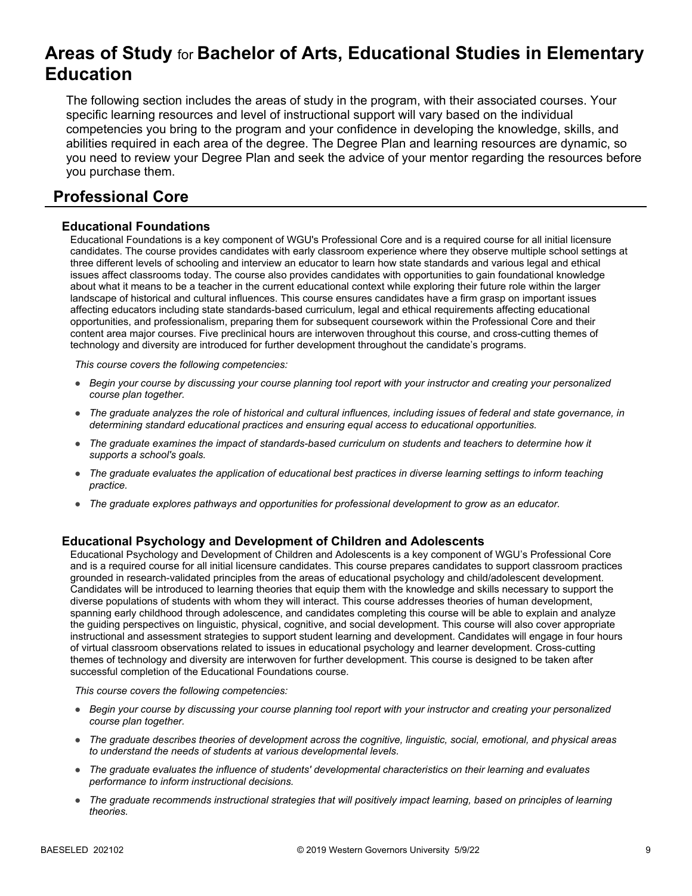# Areas of Study for Bachelor of Arts, Educational Studies in Elementary Education

The following section includes the areas of study in the program, with their associated courses. Your specific learning resources and level of instructional support will vary based on the individual competencies you bring to the program and your confidence in developing the knowledge, skills, and abilities required in each area of the degree. The Degree Plan and learning resources are dynamic, so you need to review your Degree Plan and seek the advice of your mentor regarding the resources before you purchase them.

## Professional Core

### Educational Foundations

Educational Foundations is a key component of WGU's Professional Core and is a required course for all initial licensure candidates. The course provides candidates with early classroom experience where they observe multiple school settings at three different levels of schooling and interview an educator to learn how state standards and various legal and ethical issues affect classrooms today. The course also provides candidates with opportunities to gain foundational knowledge about what it means to be a teacher in the current educational context while exploring their future role within the larger landscape of historical and cultural influences. This course ensures candidates have a firm grasp on important issues affecting educators including state standards-based curriculum, legal and ethical requirements affecting educational opportunities, and professionalism, preparing them for subsequent coursework within the Professional Core and their content area major courses. Five preclinical hours are interwoven throughout this course, and cross-cutting themes of technology and diversity are introduced for further development throughout the candidate's programs.

*This course covers the following competencies:*

- *Begin your course by discussing your course planning tool report with your instructor and creating your personalized course plan together.*
- *The graduate analyzes the role of historical and cultural influences, including issues of federal and state governance, in determining standard educational practices and ensuring equal access to educational opportunities.*
- *The graduate examines the impact of standards-based curriculum on students and teachers to determine how it supports a school's goals.*
- *The graduate evaluates the application of educational best practices in diverse learning settings to inform teaching practice.*
- *The graduate explores pathways and opportunities for professional development to grow as an educator.*

### Educational Psychology and Development of Children and Adolescents

Educational Psychology and Development of Children and Adolescents is a key component of WGU's Professional Core and is a required course for all initial licensure candidates. This course prepares candidates to support classroom practices grounded in research-validated principles from the areas of educational psychology and child/adolescent development. Candidates will be introduced to learning theories that equip them with the knowledge and skills necessary to support the diverse populations of students with whom they will interact. This course addresses theories of human development, spanning early childhood through adolescence, and candidates completing this course will be able to explain and analyze the guiding perspectives on linguistic, physical, cognitive, and social development. This course will also cover appropriate instructional and assessment strategies to support student learning and development. Candidates will engage in four hours of virtual classroom observations related to issues in educational psychology and learner development. Cross-cutting themes of technology and diversity are interwoven for further development. This course is designed to be taken after successful completion of the Educational Foundations course.

*This course covers the following competencies:*

- *Begin your course by discussing your course planning tool report with your instructor and creating your personalized course plan together.*
- *The graduate describes theories of development across the cognitive, linguistic, social, emotional, and physical areas to understand the needs of students at various developmental levels.*
- *The graduate evaluates the influence of students' developmental characteristics on their learning and evaluates performance to inform instructional decisions.*
- *The graduate recommends instructional strategies that will positively impact learning, based on principles of learning theories.*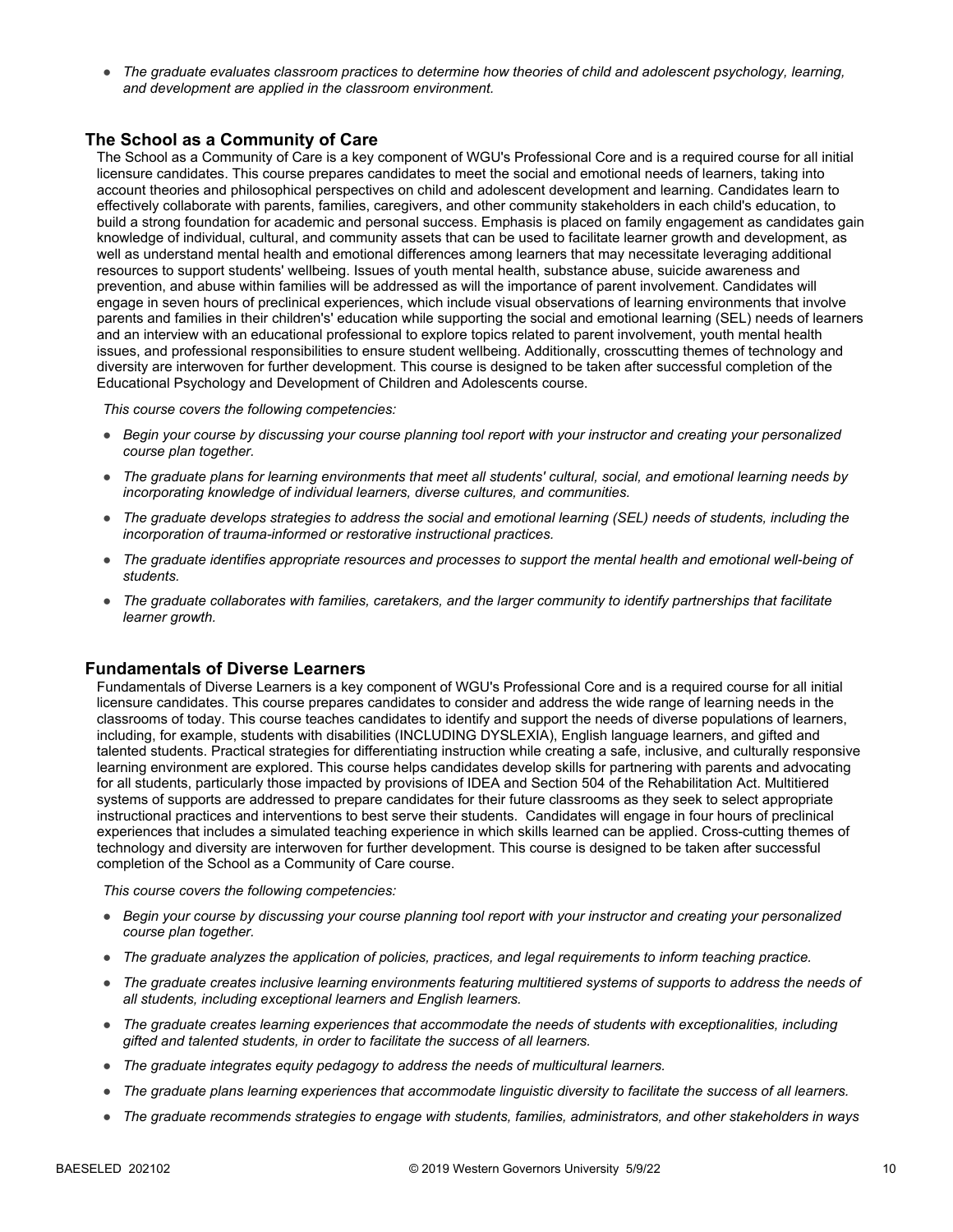- *The graduate evaluates classroom practices to determine how theories of child and adolescent psychology, learning, and development are applied in the classroom environment.*

### The School as a Community of Care

The School as a Community of Care is a key component of WGU's Professional Core and is a required course for all initial licensure candidates. This course prepares candidates to meet the social and emotional needs of learners, taking into account theories and philosophical perspectives on child and adolescent development and learning. Candidates learn to effectively collaborate with parents, families, caregivers, and other community stakeholders in each child's education, to build a strong foundation for academic and personal success. Emphasis is placed on family engagement as candidates gain knowledge of individual, cultural, and community assets that can be used to facilitate learner growth and development, as well as understand mental health and emotional differences among learners that may necessitate leveraging additional resources to support students' wellbeing. Issues of youth mental health, substance abuse, suicide awareness and prevention, and abuse within families will be addressed as will the importance of parent involvement. Candidates will engage in seven hours of preclinical experiences, which include visual observations of learning environments that involve parents and families in their children's' education while supporting the social and emotional learning (SEL) needs of learners and an interview with an educational professional to explore topics related to parent involvement, youth mental health issues, and professional responsibilities to ensure student wellbeing. Additionally, crosscutting themes of technology and diversity are interwoven for further development. This course is designed to be taken after successful completion of the Educational Psychology and Development of Children and Adolescents course.

*This course covers the following competencies:*

- *Begin your course by discussing your course planning tool report with your instructor and creating your personalized course plan together.*
- *The graduate plans for learning environments that meet all students' cultural, social, and emotional learning needs by incorporating knowledge of individual learners, diverse cultures, and communities.*
- *The graduate develops strategies to address the social and emotional learning (SEL) needs of students, including the incorporation of trauma-informed or restorative instructional practices.*
- *The graduate identifies appropriate resources and processes to support the mental health and emotional well-being of students.*
- *The graduate collaborates with families, caretakers, and the larger community to identify partnerships that facilitate learner growth.*

### Fundamentals of Diverse Learners

Fundamentals of Diverse Learners is a key component of WGU's Professional Core and is a required course for all initial licensure candidates. This course prepares candidates to consider and address the wide range of learning needs in the classrooms of today. This course teaches candidates to identify and support the needs of diverse populations of learners, including, for example, students with disabilities (INCLUDING DYSLEXIA), English language learners, and gifted and talented students. Practical strategies for differentiating instruction while creating a safe, inclusive, and culturally responsive learning environment are explored. This course helps candidates develop skills for partnering with parents and advocating for all students, particularly those impacted by provisions of IDEA and Section 504 of the Rehabilitation Act. Multitiered systems of supports are addressed to prepare candidates for their future classrooms as they seek to select appropriate instructional practices and interventions to best serve their students. Candidates will engage in four hours of preclinical experiences that includes a simulated teaching experience in which skills learned can be applied. Cross-cutting themes of technology and diversity are interwoven for further development. This course is designed to be taken after successful completion of the School as a Community of Care course.

*This course covers the following competencies:*

- *Begin your course by discussing your course planning tool report with your instructor and creating your personalized course plan together.*
- *The graduate analyzes the application of policies, practices, and legal requirements to inform teaching practice.*
- *The graduate creates inclusive learning environments featuring multitiered systems of supports to address the needs of all students, including exceptional learners and English learners.*
- *The graduate creates learning experiences that accommodate the needs of students with exceptionalities, including gifted and talented students, in order to facilitate the success of all learners.*
- *The graduate integrates equity pedagogy to address the needs of multicultural learners.*
- *The graduate plans learning experiences that accommodate linguistic diversity to facilitate the success of all learners.*
- *The graduate recommends strategies to engage with students, families, administrators, and other stakeholders in ways*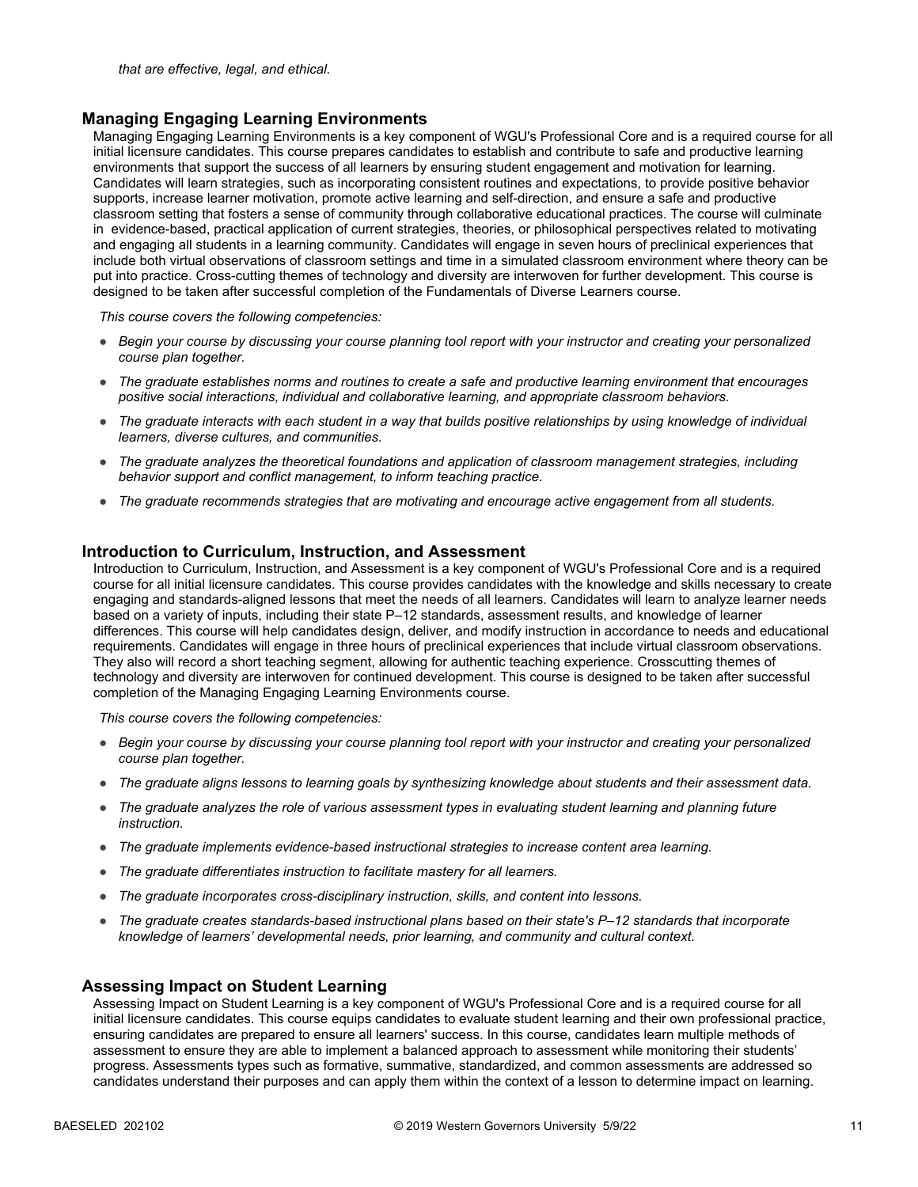*that are effective, legal, and ethical.*

### Managing Engaging Learning Environments

Managing Engaging Learning Environments is a key component of WGU's Professional Core and is a required course for all initial licensure candidates. This course prepares candidates to establish and contribute to safe and productive learning environments that support the success of all learners by ensuring student engagement and motivation for learning. Candidates will learn strategies, such as incorporating consistent routines and expectations, to provide positive behavior supports, increase learner motivation, promote active learning and self-direction, and ensure a safe and productive classroom setting that fosters a sense of community through collaborative educational practices. The course will culminate in evidence-based, practical application of current strategies, theories, or philosophical perspectives related to motivating and engaging all students in a learning community. Candidates will engage in seven hours of preclinical experiences that include both virtual observations of classroom settings and time in a simulated classroom environment where theory can be put into practice. Cross-cutting themes of technology and diversity are interwoven for further development. This course is designed to be taken after successful completion of the Fundamentals of Diverse Learners course.

*This course covers the following competencies:*

- *Begin your course by discussing your course planning tool report with your instructor and creating your personalized course plan together.*
- *The graduate establishes norms and routines to create a safe and productive learning environment that encourages positive social interactions, individual and collaborative learning, and appropriate classroom behaviors.*
- *The graduate interacts with each student in a way that builds positive relationships by using knowledge of individual learners, diverse cultures, and communities.*
- *The graduate analyzes the theoretical foundations and application of classroom management strategies, including behavior support and conflict management, to inform teaching practice.*
- *The graduate recommends strategies that are motivating and encourage active engagement from all students.*

### Introduction to Curriculum, Instruction, and Assessment

Introduction to Curriculum, Instruction, and Assessment is a key component of WGU's Professional Core and is a required course for all initial licensure candidates. This course provides candidates with the knowledge and skills necessary to create engaging and standards-aligned lessons that meet the needs of all learners. Candidates will learn to analyze learner needs based on a variety of inputs, including their state P–12 standards, assessment results, and knowledge of learner differences. This course will help candidates design, deliver, and modify instruction in accordance to needs and educational requirements. Candidates will engage in three hours of preclinical experiences that include virtual classroom observations. They also will record a short teaching segment, allowing for authentic teaching experience. Crosscutting themes of technology and diversity are interwoven for continued development. This course is designed to be taken after successful completion of the Managing Engaging Learning Environments course.

*This course covers the following competencies:*

- *Begin your course by discussing your course planning tool report with your instructor and creating your personalized course plan together.*
- *The graduate aligns lessons to learning goals by synthesizing knowledge about students and their assessment data.*
- *The graduate analyzes the role of various assessment types in evaluating student learning and planning future instruction.*
- *The graduate implements evidence-based instructional strategies to increase content area learning.*
- *The graduate differentiates instruction to facilitate mastery for all learners.*
- *The graduate incorporates cross-disciplinary instruction, skills, and content into lessons.*
- *The graduate creates standards-based instructional plans based on their state's P–12 standards that incorporate knowledge of learners' developmental needs, prior learning, and community and cultural context.*

### Assessing Impact on Student Learning

Assessing Impact on Student Learning is a key component of WGU's Professional Core and is a required course for all initial licensure candidates. This course equips candidates to evaluate student learning and their own professional practice, ensuring candidates are prepared to ensure all learners' success. In this course, candidates learn multiple methods of assessment to ensure they are able to implement a balanced approach to assessment while monitoring their students' progress. Assessments types such as formative, summative, standardized, and common assessments are addressed so candidates understand their purposes and can apply them within the context of a lesson to determine impact on learning.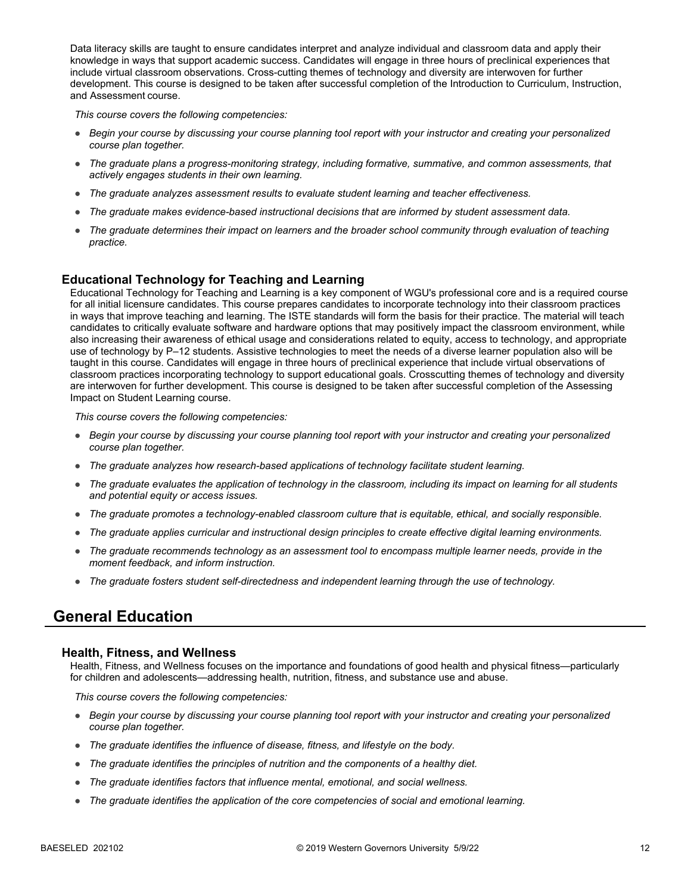Data literacy skills are taught to ensure candidates interpret and analyze individual and classroom data and apply their knowledge in ways that support academic success. Candidates will engage in three hours of preclinical experiences that include virtual classroom observations. Cross-cutting themes of technology and diversity are interwoven for further development. This course is designed to be taken after successful completion of the Introduction to Curriculum, Instruction, and Assessment course.

*This course covers the following competencies:*

- *Begin your course by discussing your course planning tool report with your instructor and creating your personalized course plan together.*
- *The graduate plans a progress-monitoring strategy, including formative, summative, and common assessments, that actively engages students in their own learning.*
- *The graduate analyzes assessment results to evaluate student learning and teacher effectiveness.*
- *The graduate makes evidence-based instructional decisions that are informed by student assessment data.*
- *The graduate determines their impact on learners and the broader school community through evaluation of teaching practice.*

### Educational Technology for Teaching and Learning

Educational Technology for Teaching and Learning is a key component of WGU's professional core and is a required course for all initial licensure candidates. This course prepares candidates to incorporate technology into their classroom practices in ways that improve teaching and learning. The ISTE standards will form the basis for their practice. The material will teach candidates to critically evaluate software and hardware options that may positively impact the classroom environment, while also increasing their awareness of ethical usage and considerations related to equity, access to technology, and appropriate use of technology by P–12 students. Assistive technologies to meet the needs of a diverse learner population also will be taught in this course. Candidates will engage in three hours of preclinical experience that include virtual observations of classroom practices incorporating technology to support educational goals. Crosscutting themes of technology and diversity are interwoven for further development. This course is designed to be taken after successful completion of the Assessing Impact on Student Learning course.

*This course covers the following competencies:*

- *Begin your course by discussing your course planning tool report with your instructor and creating your personalized course plan together.*
- *The graduate analyzes how research-based applications of technology facilitate student learning.*
- *The graduate evaluates the application of technology in the classroom, including its impact on learning for all students and potential equity or access issues.*
- *The graduate promotes a technology-enabled classroom culture that is equitable, ethical, and socially responsible.*
- *The graduate applies curricular and instructional design principles to create effective digital learning environments.*
- *The graduate recommends technology as an assessment tool to encompass multiple learner needs, provide in the moment feedback, and inform instruction.*
- *The graduate fosters student self-directedness and independent learning through the use of technology.*

## General Education

### Health, Fitness, and Wellness

Health, Fitness, and Wellness focuses on the importance and foundations of good health and physical fitness—particularly for children and adolescents—addressing health, nutrition, fitness, and substance use and abuse.

*This course covers the following competencies:*

- *Begin your course by discussing your course planning tool report with your instructor and creating your personalized course plan together.*
- *The graduate identifies the influence of disease, fitness, and lifestyle on the body.*
- *The graduate identifies the principles of nutrition and the components of a healthy diet.*
- *The graduate identifies factors that influence mental, emotional, and social wellness.*
- *The graduate identifies the application of the core competencies of social and emotional learning.*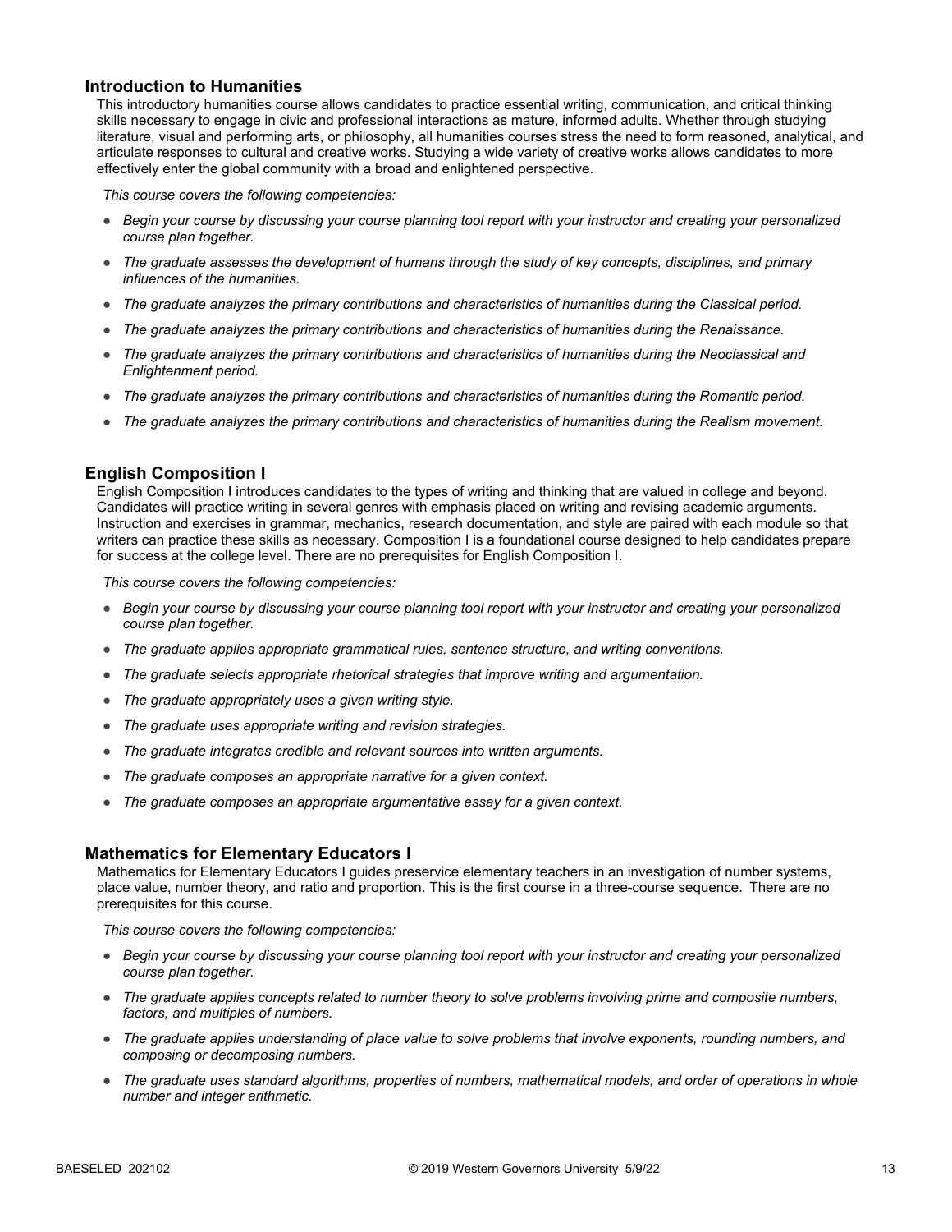### Introduction to Humanities

This introductory humanities course allows candidates to practice essential writing, communication, and critical thinking skills necessary to engage in civic and professional interactions as mature, informed adults. Whether through studying literature, visual and performing arts, or philosophy, all humanities courses stress the need to form reasoned, analytical, and articulate responses to cultural and creative works. Studying a wide variety of creative works allows candidates to more effectively enter the global community with a broad and enlightened perspective.

*This course covers the following competencies:*

- *Begin your course by discussing your course planning tool report with your instructor and creating your personalized course plan together.*
- *The graduate assesses the development of humans through the study of key concepts, disciplines, and primary influences of the humanities.*
- *The graduate analyzes the primary contributions and characteristics of humanities during the Classical period.*
- *The graduate analyzes the primary contributions and characteristics of humanities during the Renaissance.*
- *The graduate analyzes the primary contributions and characteristics of humanities during the Neoclassical and Enlightenment period.*
- *The graduate analyzes the primary contributions and characteristics of humanities during the Romantic period.*
- *The graduate analyzes the primary contributions and characteristics of humanities during the Realism movement.*

### English Composition I

English Composition I introduces candidates to the types of writing and thinking that are valued in college and beyond. Candidates will practice writing in several genres with emphasis placed on writing and revising academic arguments. Instruction and exercises in grammar, mechanics, research documentation, and style are paired with each module so that writers can practice these skills as necessary. Composition I is a foundational course designed to help candidates prepare for success at the college level. There are no prerequisites for English Composition I.

*This course covers the following competencies:*

- *Begin your course by discussing your course planning tool report with your instructor and creating your personalized course plan together.*
- *The graduate applies appropriate grammatical rules, sentence structure, and writing conventions.*
- *The graduate selects appropriate rhetorical strategies that improve writing and argumentation.*
- *The graduate appropriately uses a given writing style.*
- *The graduate uses appropriate writing and revision strategies.*
- *The graduate integrates credible and relevant sources into written arguments.*
- *The graduate composes an appropriate narrative for a given context.*
- *The graduate composes an appropriate argumentative essay for a given context.*

### Mathematics for Elementary Educators I

Mathematics for Elementary Educators I guides preservice elementary teachers in an investigation of number systems, place value, number theory, and ratio and proportion. This is the first course in a three-course sequence. There are no prerequisites for this course.

*This course covers the following competencies:*

- *Begin your course by discussing your course planning tool report with your instructor and creating your personalized course plan together.*
- *The graduate applies concepts related to number theory to solve problems involving prime and composite numbers, factors, and multiples of numbers.*
- *The graduate applies understanding of place value to solve problems that involve exponents, rounding numbers, and composing or decomposing numbers.*
- *The graduate uses standard algorithms, properties of numbers, mathematical models, and order of operations in whole number and integer arithmetic.*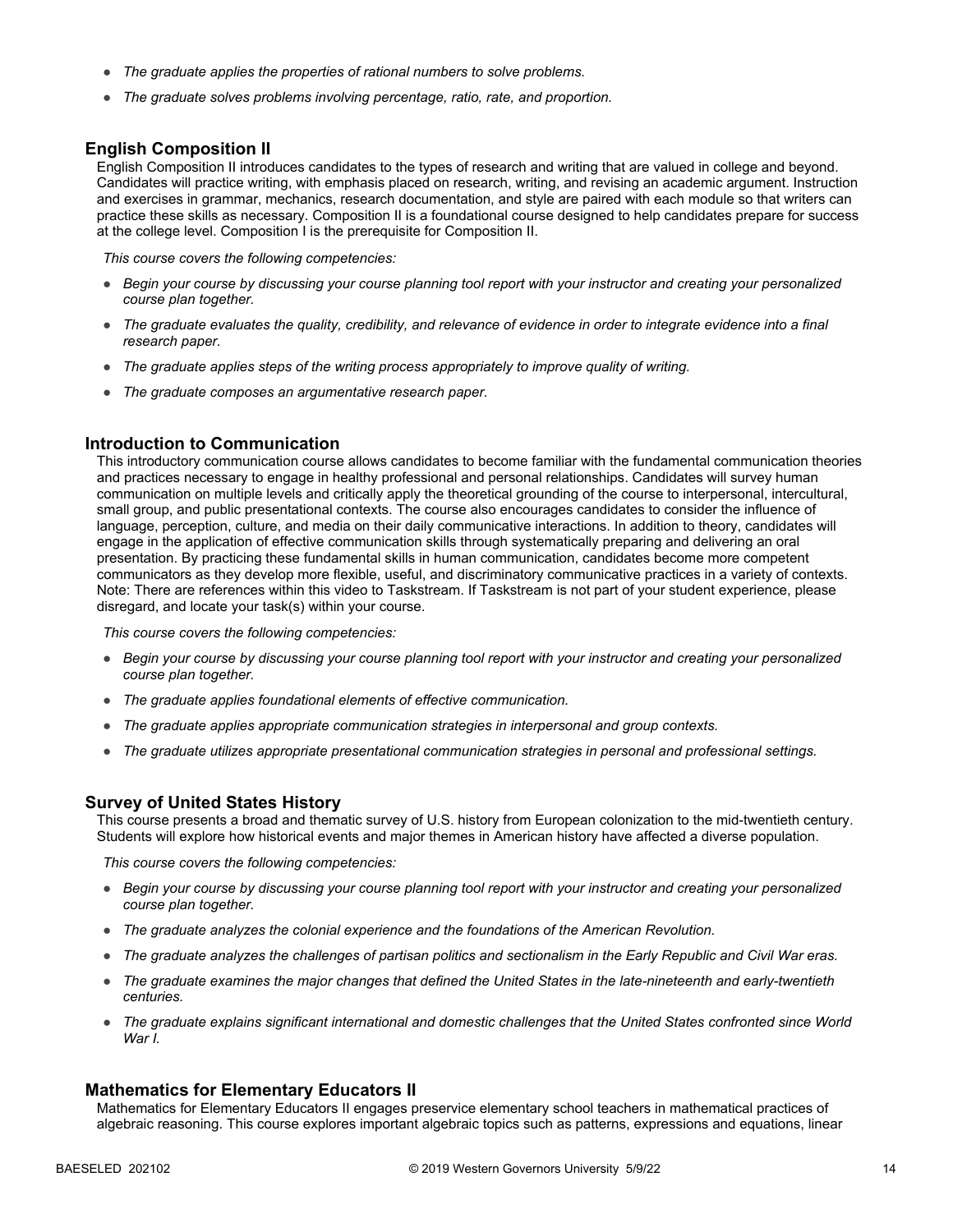- *The graduate applies the properties of rational numbers to solve problems.*
- *The graduate solves problems involving percentage, ratio, rate, and proportion.*

### English Composition II

English Composition II introduces candidates to the types of research and writing that are valued in college and beyond. Candidates will practice writing, with emphasis placed on research, writing, and revising an academic argument. Instruction and exercises in grammar, mechanics, research documentation, and style are paired with each module so that writers can practice these skills as necessary. Composition II is a foundational course designed to help candidates prepare for success at the college level. Composition I is the prerequisite for Composition II.

*This course covers the following competencies:*

- *Begin your course by discussing your course planning tool report with your instructor and creating your personalized course plan together.*
- *The graduate evaluates the quality, credibility, and relevance of evidence in order to integrate evidence into a final research paper.*
- *The graduate applies steps of the writing process appropriately to improve quality of writing.*
- *The graduate composes an argumentative research paper.*

### Introduction to Communication

This introductory communication course allows candidates to become familiar with the fundamental communication theories and practices necessary to engage in healthy professional and personal relationships. Candidates will survey human communication on multiple levels and critically apply the theoretical grounding of the course to interpersonal, intercultural, small group, and public presentational contexts. The course also encourages candidates to consider the influence of language, perception, culture, and media on their daily communicative interactions. In addition to theory, candidates will engage in the application of effective communication skills through systematically preparing and delivering an oral presentation. By practicing these fundamental skills in human communication, candidates become more competent communicators as they develop more flexible, useful, and discriminatory communicative practices in a variety of contexts. Note: There are references within this video to Taskstream. If Taskstream is not part of your student experience, please disregard, and locate your task(s) within your course.

*This course covers the following competencies:*

- *Begin your course by discussing your course planning tool report with your instructor and creating your personalized course plan together.*
- *The graduate applies foundational elements of effective communication.*
- *The graduate applies appropriate communication strategies in interpersonal and group contexts.*
- *The graduate utilizes appropriate presentational communication strategies in personal and professional settings.*

### Survey of United States History

This course presents a broad and thematic survey of U.S. history from European colonization to the mid-twentieth century. Students will explore how historical events and major themes in American history have affected a diverse population.

*This course covers the following competencies:*

- *Begin your course by discussing your course planning tool report with your instructor and creating your personalized course plan together.*
- *The graduate analyzes the colonial experience and the foundations of the American Revolution.*
- *The graduate analyzes the challenges of partisan politics and sectionalism in the Early Republic and Civil War eras.*
- *The graduate examines the major changes that defined the United States in the late-nineteenth and early-twentieth centuries.*
- *The graduate explains significant international and domestic challenges that the United States confronted since World War I.*

### Mathematics for Elementary Educators II

Mathematics for Elementary Educators II engages preservice elementary school teachers in mathematical practices of algebraic reasoning. This course explores important algebraic topics such as patterns, expressions and equations, linear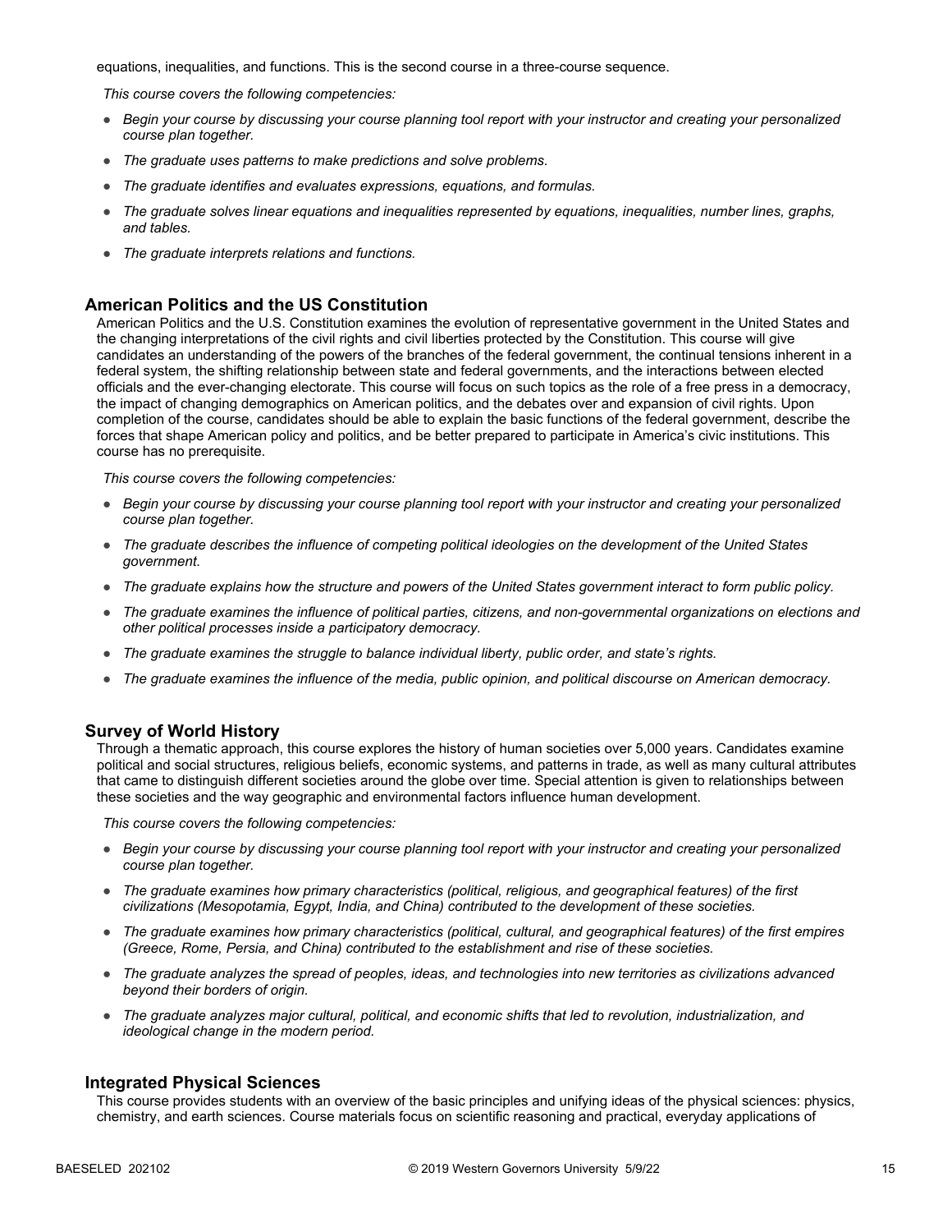equations, inequalities, and functions. This is the second course in a three-course sequence.

*This course covers the following competencies:*

- *Begin your course by discussing your course planning tool report with your instructor and creating your personalized course plan together.*
- *The graduate uses patterns to make predictions and solve problems.*
- *The graduate identifies and evaluates expressions, equations, and formulas.*
- *The graduate solves linear equations and inequalities represented by equations, inequalities, number lines, graphs, and tables.*
- *The graduate interprets relations and functions.*

### American Politics and the US Constitution

American Politics and the U.S. Constitution examines the evolution of representative government in the United States and the changing interpretations of the civil rights and civil liberties protected by the Constitution. This course will give candidates an understanding of the powers of the branches of the federal government, the continual tensions inherent in a federal system, the shifting relationship between state and federal governments, and the interactions between elected officials and the ever-changing electorate. This course will focus on such topics as the role of a free press in a democracy, the impact of changing demographics on American politics, and the debates over and expansion of civil rights. Upon completion of the course, candidates should be able to explain the basic functions of the federal government, describe the forces that shape American policy and politics, and be better prepared to participate in America's civic institutions. This course has no prerequisite.

*This course covers the following competencies:*

- *Begin your course by discussing your course planning tool report with your instructor and creating your personalized course plan together.*
- *The graduate describes the influence of competing political ideologies on the development of the United States government.*
- *The graduate explains how the structure and powers of the United States government interact to form public policy.*
- *The graduate examines the influence of political parties, citizens, and non-governmental organizations on elections and other political processes inside a participatory democracy.*
- *The graduate examines the struggle to balance individual liberty, public order, and state's rights.*
- *The graduate examines the influence of the media, public opinion, and political discourse on American democracy.*

### Survey of World History

Through a thematic approach, this course explores the history of human societies over 5,000 years. Candidates examine political and social structures, religious beliefs, economic systems, and patterns in trade, as well as many cultural attributes that came to distinguish different societies around the globe over time. Special attention is given to relationships between these societies and the way geographic and environmental factors influence human development.

*This course covers the following competencies:*

- *Begin your course by discussing your course planning tool report with your instructor and creating your personalized course plan together.*
- *The graduate examines how primary characteristics (political, religious, and geographical features) of the first civilizations (Mesopotamia, Egypt, India, and China) contributed to the development of these societies.*
- *The graduate examines how primary characteristics (political, cultural, and geographical features) of the first empires (Greece, Rome, Persia, and China) contributed to the establishment and rise of these societies.*
- *The graduate analyzes the spread of peoples, ideas, and technologies into new territories as civilizations advanced beyond their borders of origin.*
- *The graduate analyzes major cultural, political, and economic shifts that led to revolution, industrialization, and ideological change in the modern period.*

### Integrated Physical Sciences

This course provides students with an overview of the basic principles and unifying ideas of the physical sciences: physics, chemistry, and earth sciences. Course materials focus on scientific reasoning and practical, everyday applications of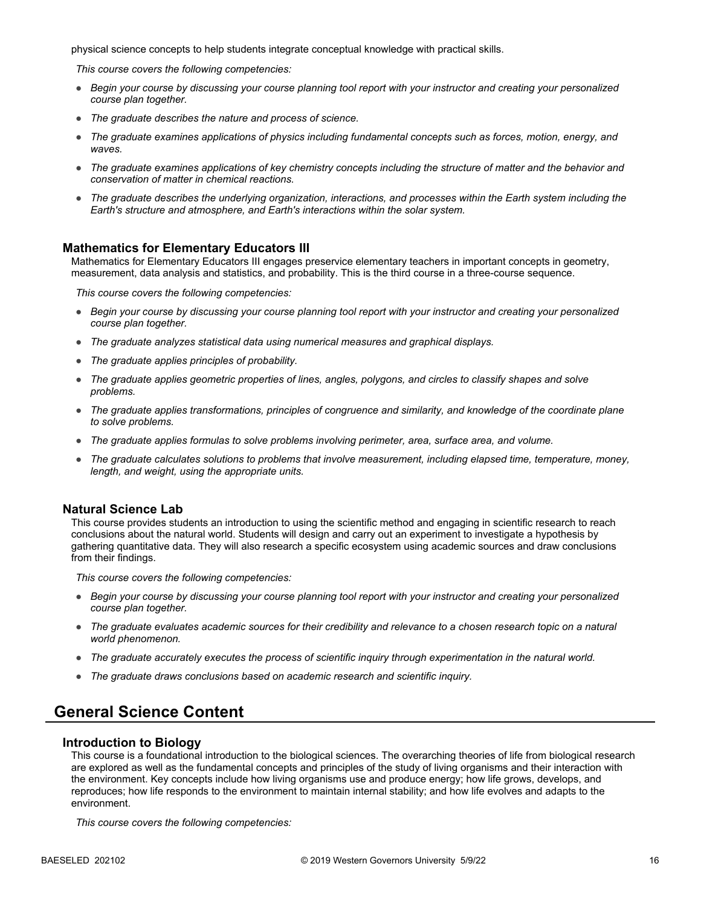physical science concepts to help students integrate conceptual knowledge with practical skills.

*This course covers the following competencies:*

- *Begin your course by discussing your course planning tool report with your instructor and creating your personalized course plan together.*
- *The graduate describes the nature and process of science.*
- *The graduate examines applications of physics including fundamental concepts such as forces, motion, energy, and waves.*
- *The graduate examines applications of key chemistry concepts including the structure of matter and the behavior and conservation of matter in chemical reactions.*
- *The graduate describes the underlying organization, interactions, and processes within the Earth system including the Earth's structure and atmosphere, and Earth's interactions within the solar system.*

### Mathematics for Elementary Educators III

Mathematics for Elementary Educators III engages preservice elementary teachers in important concepts in geometry, measurement, data analysis and statistics, and probability. This is the third course in a three-course sequence.

*This course covers the following competencies:*

- *Begin your course by discussing your course planning tool report with your instructor and creating your personalized course plan together.*
- *The graduate analyzes statistical data using numerical measures and graphical displays.*
- *The graduate applies principles of probability.*
- *The graduate applies geometric properties of lines, angles, polygons, and circles to classify shapes and solve problems.*
- *The graduate applies transformations, principles of congruence and similarity, and knowledge of the coordinate plane to solve problems.*
- *The graduate applies formulas to solve problems involving perimeter, area, surface area, and volume.*
- *The graduate calculates solutions to problems that involve measurement, including elapsed time, temperature, money, length, and weight, using the appropriate units.*

### Natural Science Lab

This course provides students an introduction to using the scientific method and engaging in scientific research to reach conclusions about the natural world. Students will design and carry out an experiment to investigate a hypothesis by gathering quantitative data. They will also research a specific ecosystem using academic sources and draw conclusions from their findings.

*This course covers the following competencies:*

- *Begin your course by discussing your course planning tool report with your instructor and creating your personalized course plan together.*
- *The graduate evaluates academic sources for their credibility and relevance to a chosen research topic on a natural world phenomenon.*
- *The graduate accurately executes the process of scientific inquiry through experimentation in the natural world.*
- *The graduate draws conclusions based on academic research and scientific inquiry.*

## General Science Content

### Introduction to Biology

This course is a foundational introduction to the biological sciences. The overarching theories of life from biological research are explored as well as the fundamental concepts and principles of the study of living organisms and their interaction with the environment. Key concepts include how living organisms use and produce energy; how life grows, develops, and reproduces; how life responds to the environment to maintain internal stability; and how life evolves and adapts to the environment.

*This course covers the following competencies:*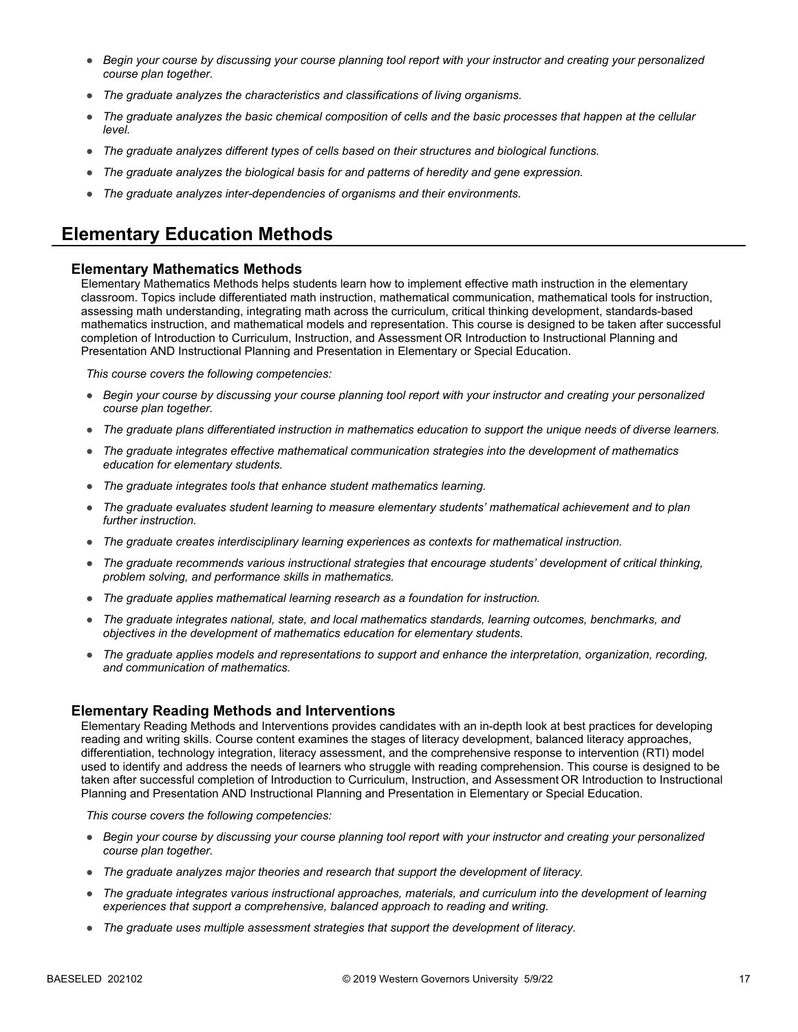- *Begin your course by discussing your course planning tool report with your instructor and creating your personalized course plan together.*
- *The graduate analyzes the characteristics and classifications of living organisms.*
- *The graduate analyzes the basic chemical composition of cells and the basic processes that happen at the cellular level.*
- *The graduate analyzes different types of cells based on their structures and biological functions.*
- *The graduate analyzes the biological basis for and patterns of heredity and gene expression.*
- *The graduate analyzes inter-dependencies of organisms and their environments.*

## Elementary Education Methods

### Elementary Mathematics Methods

Elementary Mathematics Methods helps students learn how to implement effective math instruction in the elementary classroom. Topics include differentiated math instruction, mathematical communication, mathematical tools for instruction, assessing math understanding, integrating math across the curriculum, critical thinking development, standards-based mathematics instruction, and mathematical models and representation. This course is designed to be taken after successful completion of Introduction to Curriculum, Instruction, and Assessment OR Introduction to Instructional Planning and Presentation AND Instructional Planning and Presentation in Elementary or Special Education.

*This course covers the following competencies:*

- *Begin your course by discussing your course planning tool report with your instructor and creating your personalized course plan together.*
- *The graduate plans differentiated instruction in mathematics education to support the unique needs of diverse learners.*
- *The graduate integrates effective mathematical communication strategies into the development of mathematics education for elementary students.*
- *The graduate integrates tools that enhance student mathematics learning.*
- *The graduate evaluates student learning to measure elementary students' mathematical achievement and to plan further instruction.*
- *The graduate creates interdisciplinary learning experiences as contexts for mathematical instruction.*
- *The graduate recommends various instructional strategies that encourage students' development of critical thinking, problem solving, and performance skills in mathematics.*
- *The graduate applies mathematical learning research as a foundation for instruction.*
- *The graduate integrates national, state, and local mathematics standards, learning outcomes, benchmarks, and objectives in the development of mathematics education for elementary students.*
- *The graduate applies models and representations to support and enhance the interpretation, organization, recording, and communication of mathematics.*

### Elementary Reading Methods and Interventions

Elementary Reading Methods and Interventions provides candidates with an in-depth look at best practices for developing reading and writing skills. Course content examines the stages of literacy development, balanced literacy approaches, differentiation, technology integration, literacy assessment, and the comprehensive response to intervention (RTI) model used to identify and address the needs of learners who struggle with reading comprehension. This course is designed to be taken after successful completion of Introduction to Curriculum, Instruction, and Assessment OR Introduction to Instructional Planning and Presentation AND Instructional Planning and Presentation in Elementary or Special Education.

*This course covers the following competencies:*

- *Begin your course by discussing your course planning tool report with your instructor and creating your personalized course plan together.*
- *The graduate analyzes major theories and research that support the development of literacy.*
- *The graduate integrates various instructional approaches, materials, and curriculum into the development of learning experiences that support a comprehensive, balanced approach to reading and writing.*
- *The graduate uses multiple assessment strategies that support the development of literacy.*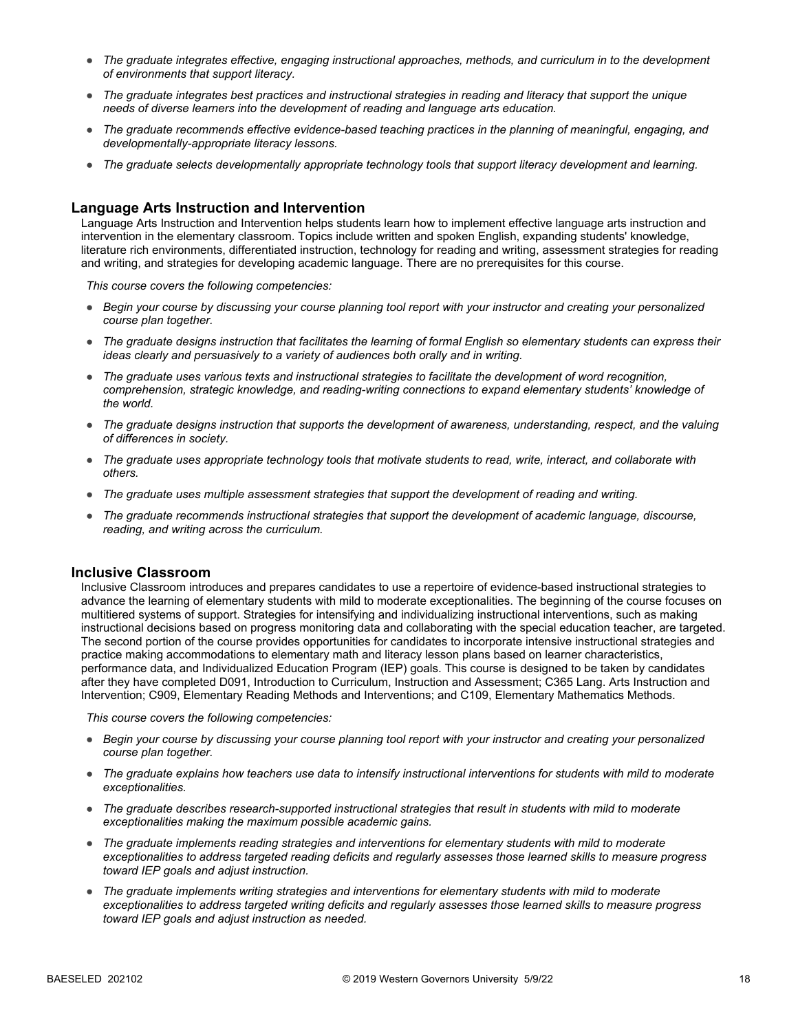- *The graduate integrates effective, engaging instructional approaches, methods, and curriculum in to the development of environments that support literacy.*
- *The graduate integrates best practices and instructional strategies in reading and literacy that support the unique needs of diverse learners into the development of reading and language arts education.*
- *The graduate recommends effective evidence-based teaching practices in the planning of meaningful, engaging, and developmentally-appropriate literacy lessons.*
- *The graduate selects developmentally appropriate technology tools that support literacy development and learning.*

### Language Arts Instruction and Intervention

Language Arts Instruction and Intervention helps students learn how to implement effective language arts instruction and intervention in the elementary classroom. Topics include written and spoken English, expanding students' knowledge, literature rich environments, differentiated instruction, technology for reading and writing, assessment strategies for reading and writing, and strategies for developing academic language. There are no prerequisites for this course.

*This course covers the following competencies:*

- *Begin your course by discussing your course planning tool report with your instructor and creating your personalized course plan together.*
- *The graduate designs instruction that facilitates the learning of formal English so elementary students can express their ideas clearly and persuasively to a variety of audiences both orally and in writing.*
- *The graduate uses various texts and instructional strategies to facilitate the development of word recognition, comprehension, strategic knowledge, and reading-writing connections to expand elementary students' knowledge of the world.*
- *The graduate designs instruction that supports the development of awareness, understanding, respect, and the valuing of differences in society.*
- *The graduate uses appropriate technology tools that motivate students to read, write, interact, and collaborate with others.*
- *The graduate uses multiple assessment strategies that support the development of reading and writing.*
- *The graduate recommends instructional strategies that support the development of academic language, discourse, reading, and writing across the curriculum.*

### Inclusive Classroom

Inclusive Classroom introduces and prepares candidates to use a repertoire of evidence-based instructional strategies to advance the learning of elementary students with mild to moderate exceptionalities. The beginning of the course focuses on multitiered systems of support. Strategies for intensifying and individualizing instructional interventions, such as making instructional decisions based on progress monitoring data and collaborating with the special education teacher, are targeted. The second portion of the course provides opportunities for candidates to incorporate intensive instructional strategies and practice making accommodations to elementary math and literacy lesson plans based on learner characteristics, performance data, and Individualized Education Program (IEP) goals. This course is designed to be taken by candidates after they have completed D091, Introduction to Curriculum, Instruction and Assessment; C365 Lang. Arts Instruction and Intervention; C909, Elementary Reading Methods and Interventions; and C109, Elementary Mathematics Methods.

*This course covers the following competencies:*

- *Begin your course by discussing your course planning tool report with your instructor and creating your personalized course plan together.*
- *The graduate explains how teachers use data to intensify instructional interventions for students with mild to moderate exceptionalities.*
- *The graduate describes research-supported instructional strategies that result in students with mild to moderate exceptionalities making the maximum possible academic gains.*
- *The graduate implements reading strategies and interventions for elementary students with mild to moderate exceptionalities to address targeted reading deficits and regularly assesses those learned skills to measure progress toward IEP goals and adjust instruction.*
- *The graduate implements writing strategies and interventions for elementary students with mild to moderate exceptionalities to address targeted writing deficits and regularly assesses those learned skills to measure progress toward IEP goals and adjust instruction as needed.*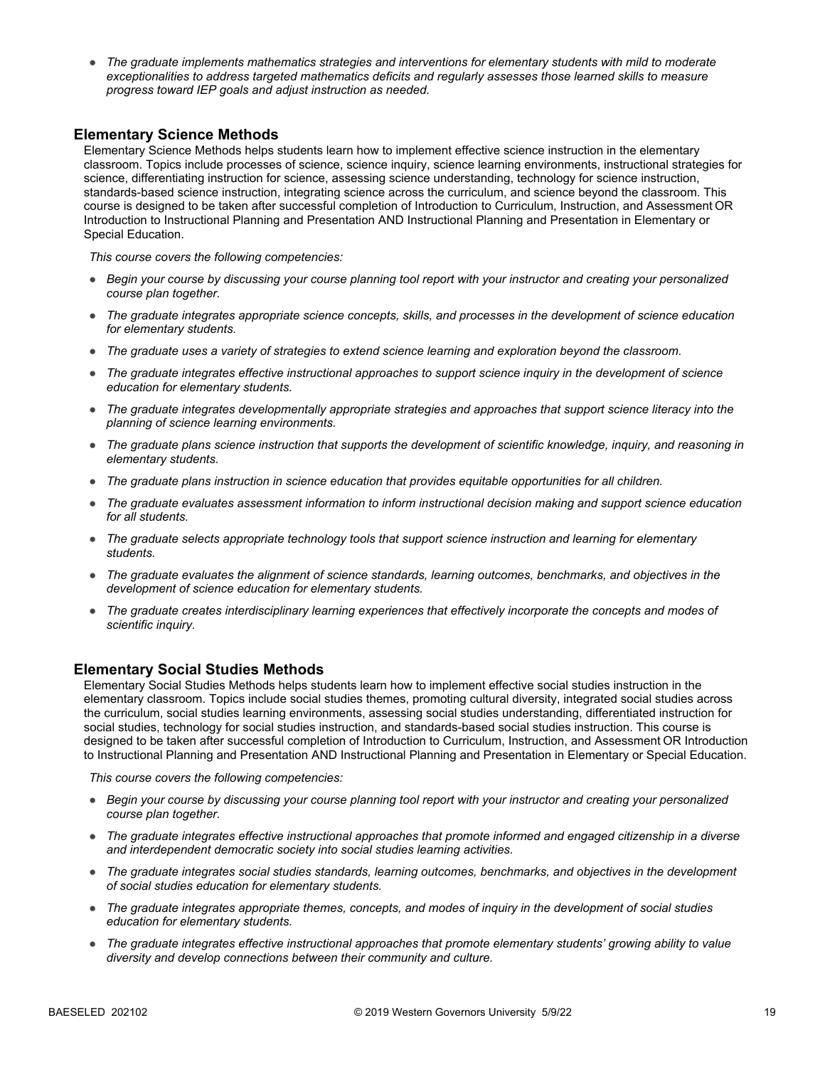- *The graduate implements mathematics strategies and interventions for elementary students with mild to moderate exceptionalities to address targeted mathematics deficits and regularly assesses those learned skills to measure progress toward IEP goals and adjust instruction as needed.*

### Elementary Science Methods

Elementary Science Methods helps students learn how to implement effective science instruction in the elementary classroom. Topics include processes of science, science inquiry, science learning environments, instructional strategies for science, differentiating instruction for science, assessing science understanding, technology for science instruction, standards-based science instruction, integrating science across the curriculum, and science beyond the classroom. This course is designed to be taken after successful completion of Introduction to Curriculum, Instruction, and Assessment OR Introduction to Instructional Planning and Presentation AND Instructional Planning and Presentation in Elementary or Special Education.

*This course covers the following competencies:*

- *Begin your course by discussing your course planning tool report with your instructor and creating your personalized course plan together.*
- *The graduate integrates appropriate science concepts, skills, and processes in the development of science education for elementary students.*
- *The graduate uses a variety of strategies to extend science learning and exploration beyond the classroom.*
- *The graduate integrates effective instructional approaches to support science inquiry in the development of science education for elementary students.*
- *The graduate integrates developmentally appropriate strategies and approaches that support science literacy into the planning of science learning environments.*
- *The graduate plans science instruction that supports the development of scientific knowledge, inquiry, and reasoning in elementary students.*
- *The graduate plans instruction in science education that provides equitable opportunities for all children.*
- *The graduate evaluates assessment information to inform instructional decision making and support science education for all students.*
- *The graduate selects appropriate technology tools that support science instruction and learning for elementary students.*
- *The graduate evaluates the alignment of science standards, learning outcomes, benchmarks, and objectives in the development of science education for elementary students.*
- *The graduate creates interdisciplinary learning experiences that effectively incorporate the concepts and modes of scientific inquiry.*

### Elementary Social Studies Methods

Elementary Social Studies Methods helps students learn how to implement effective social studies instruction in the elementary classroom. Topics include social studies themes, promoting cultural diversity, integrated social studies across the curriculum, social studies learning environments, assessing social studies understanding, differentiated instruction for social studies, technology for social studies instruction, and standards-based social studies instruction. This course is designed to be taken after successful completion of Introduction to Curriculum, Instruction, and Assessment OR Introduction to Instructional Planning and Presentation AND Instructional Planning and Presentation in Elementary or Special Education.

*This course covers the following competencies:*

- *Begin your course by discussing your course planning tool report with your instructor and creating your personalized course plan together.*
- *The graduate integrates effective instructional approaches that promote informed and engaged citizenship in a diverse and interdependent democratic society into social studies learning activities.*
- *The graduate integrates social studies standards, learning outcomes, benchmarks, and objectives in the development of social studies education for elementary students.*
- *The graduate integrates appropriate themes, concepts, and modes of inquiry in the development of social studies education for elementary students.*
- *The graduate integrates effective instructional approaches that promote elementary students' growing ability to value diversity and develop connections between their community and culture.*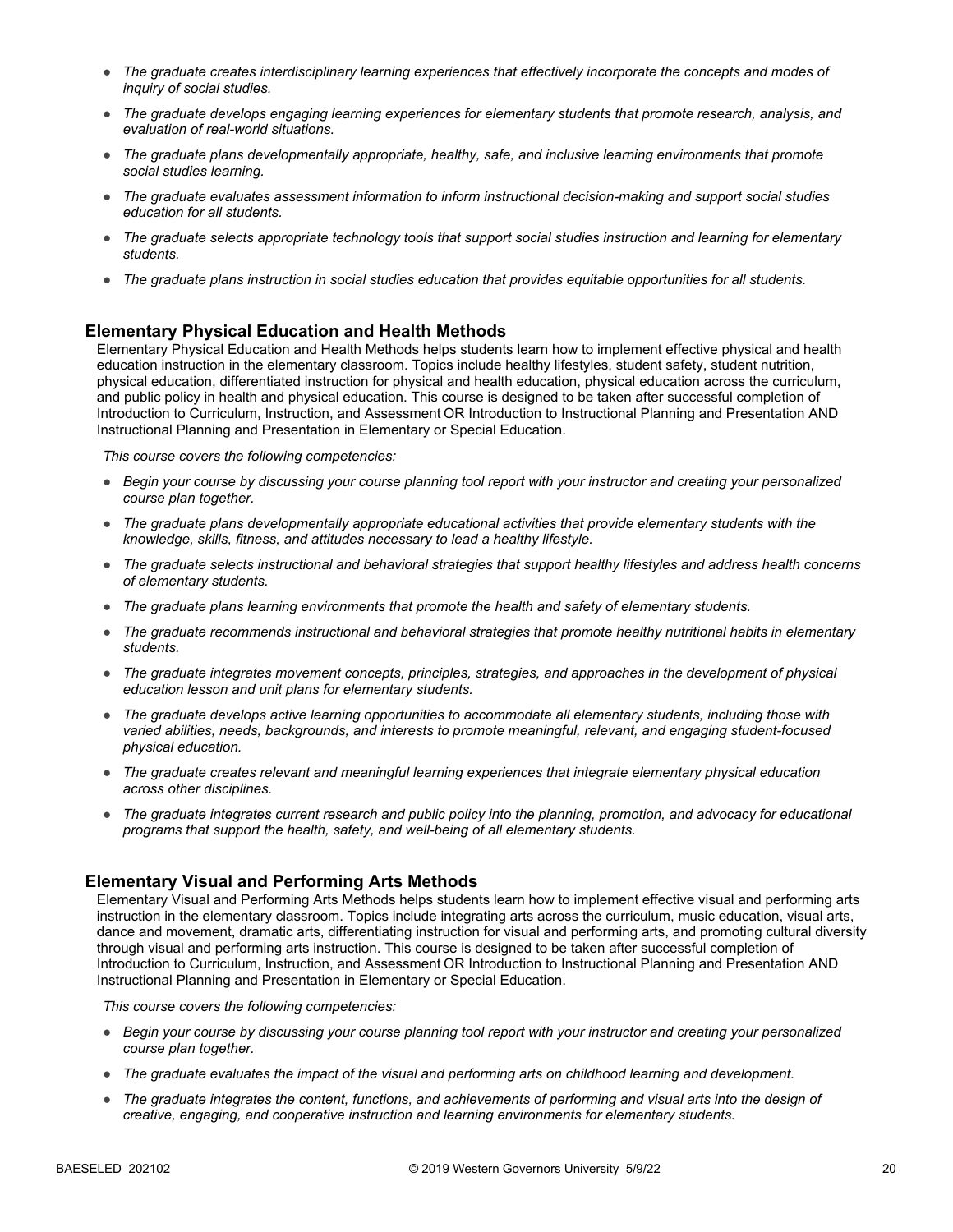- *The graduate creates interdisciplinary learning experiences that effectively incorporate the concepts and modes of inquiry of social studies.*
- *The graduate develops engaging learning experiences for elementary students that promote research, analysis, and evaluation of real-world situations.*
- *The graduate plans developmentally appropriate, healthy, safe, and inclusive learning environments that promote social studies learning.*
- *The graduate evaluates assessment information to inform instructional decision-making and support social studies education for all students.*
- *The graduate selects appropriate technology tools that support social studies instruction and learning for elementary students.*
- *The graduate plans instruction in social studies education that provides equitable opportunities for all students.*

## Elementary Physical Education and Health Methods

Elementary Physical Education and Health Methods helps students learn how to implement effective physical and health education instruction in the elementary classroom. Topics include healthy lifestyles, student safety, student nutrition, physical education, differentiated instruction for physical and health education, physical education across the curriculum, and public policy in health and physical education. This course is designed to be taken after successful completion of Introduction to Curriculum, Instruction, and Assessment OR Introduction to Instructional Planning and Presentation AND Instructional Planning and Presentation in Elementary or Special Education.

*This course covers the following competencies:*

- *Begin your course by discussing your course planning tool report with your instructor and creating your personalized course plan together.*
- *The graduate plans developmentally appropriate educational activities that provide elementary students with the knowledge, skills, fitness, and attitudes necessary to lead a healthy lifestyle.*
- *The graduate selects instructional and behavioral strategies that support healthy lifestyles and address health concerns of elementary students.*
- *The graduate plans learning environments that promote the health and safety of elementary students.*
- *The graduate recommends instructional and behavioral strategies that promote healthy nutritional habits in elementary students.*
- *The graduate integrates movement concepts, principles, strategies, and approaches in the development of physical education lesson and unit plans for elementary students.*
- *The graduate develops active learning opportunities to accommodate all elementary students, including those with varied abilities, needs, backgrounds, and interests to promote meaningful, relevant, and engaging student-focused physical education.*
- *The graduate creates relevant and meaningful learning experiences that integrate elementary physical education across other disciplines.*
- *The graduate integrates current research and public policy into the planning, promotion, and advocacy for educational programs that support the health, safety, and well-being of all elementary students.*

## Elementary Visual and Performing Arts Methods

Elementary Visual and Performing Arts Methods helps students learn how to implement effective visual and performing arts instruction in the elementary classroom. Topics include integrating arts across the curriculum, music education, visual arts, dance and movement, dramatic arts, differentiating instruction for visual and performing arts, and promoting cultural diversity through visual and performing arts instruction. This course is designed to be taken after successful completion of Introduction to Curriculum, Instruction, and Assessment OR Introduction to Instructional Planning and Presentation AND Instructional Planning and Presentation in Elementary or Special Education.

*This course covers the following competencies:*

- *Begin your course by discussing your course planning tool report with your instructor and creating your personalized course plan together.*
- *The graduate evaluates the impact of the visual and performing arts on childhood learning and development.*
- *The graduate integrates the content, functions, and achievements of performing and visual arts into the design of creative, engaging, and cooperative instruction and learning environments for elementary students.*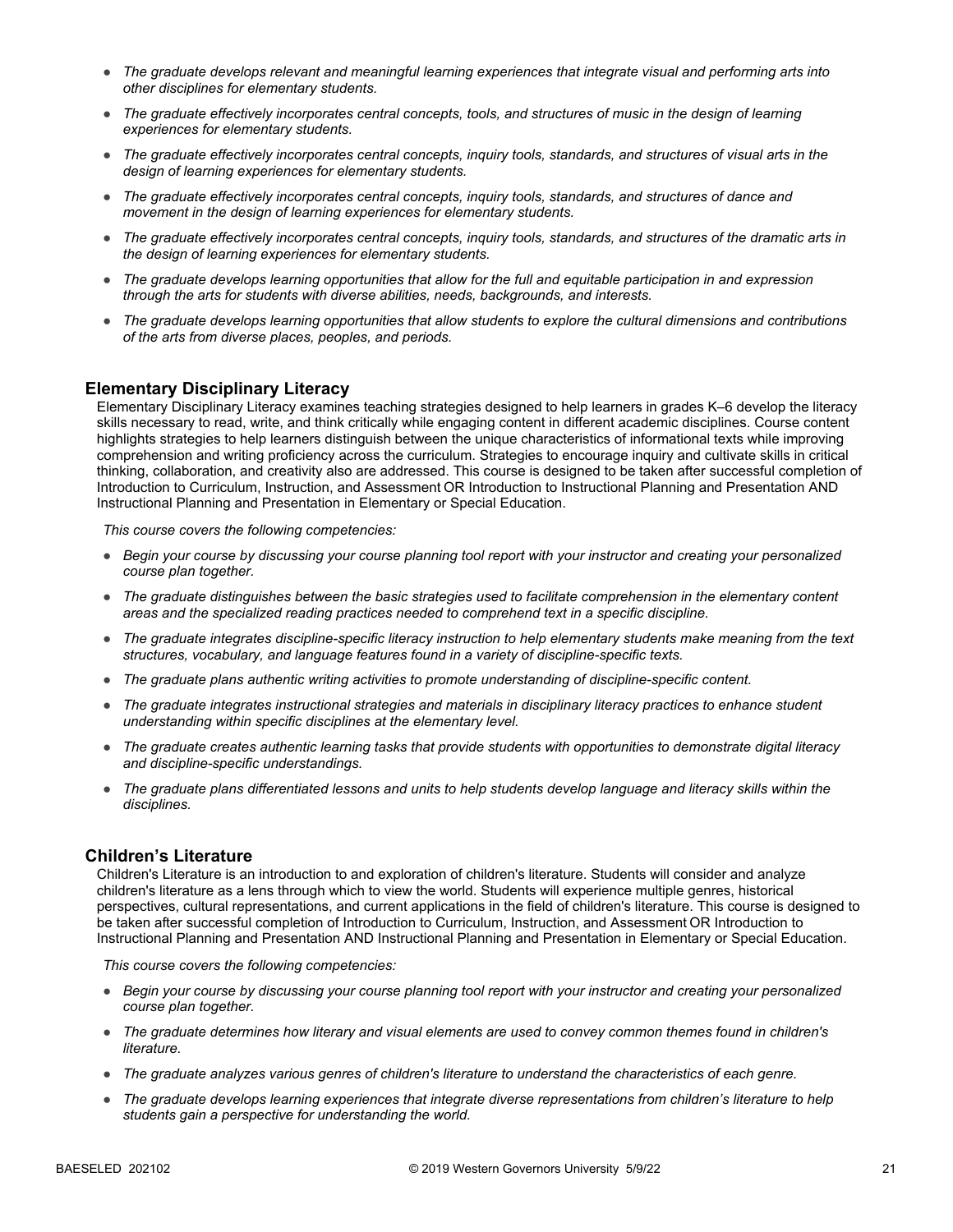- *The graduate develops relevant and meaningful learning experiences that integrate visual and performing arts into other disciplines for elementary students.*
- *The graduate effectively incorporates central concepts, tools, and structures of music in the design of learning experiences for elementary students.*
- *The graduate effectively incorporates central concepts, inquiry tools, standards, and structures of visual arts in the design of learning experiences for elementary students.*
- *The graduate effectively incorporates central concepts, inquiry tools, standards, and structures of dance and movement in the design of learning experiences for elementary students.*
- *The graduate effectively incorporates central concepts, inquiry tools, standards, and structures of the dramatic arts in the design of learning experiences for elementary students.*
- *The graduate develops learning opportunities that allow for the full and equitable participation in and expression through the arts for students with diverse abilities, needs, backgrounds, and interests.*
- *The graduate develops learning opportunities that allow students to explore the cultural dimensions and contributions of the arts from diverse places, peoples, and periods.*

### Elementary Disciplinary Literacy

Elementary Disciplinary Literacy examines teaching strategies designed to help learners in grades K–6 develop the literacy skills necessary to read, write, and think critically while engaging content in different academic disciplines. Course content highlights strategies to help learners distinguish between the unique characteristics of informational texts while improving comprehension and writing proficiency across the curriculum. Strategies to encourage inquiry and cultivate skills in critical thinking, collaboration, and creativity also are addressed. This course is designed to be taken after successful completion of Introduction to Curriculum, Instruction, and Assessment OR Introduction to Instructional Planning and Presentation AND Instructional Planning and Presentation in Elementary or Special Education.

*This course covers the following competencies:*

- *Begin your course by discussing your course planning tool report with your instructor and creating your personalized course plan together.*
- *The graduate distinguishes between the basic strategies used to facilitate comprehension in the elementary content areas and the specialized reading practices needed to comprehend text in a specific discipline.*
- *The graduate integrates discipline-specific literacy instruction to help elementary students make meaning from the text structures, vocabulary, and language features found in a variety of discipline-specific texts.*
- *The graduate plans authentic writing activities to promote understanding of discipline-specific content.*
- *The graduate integrates instructional strategies and materials in disciplinary literacy practices to enhance student understanding within specific disciplines at the elementary level.*
- *The graduate creates authentic learning tasks that provide students with opportunities to demonstrate digital literacy and discipline-specific understandings.*
- *The graduate plans differentiated lessons and units to help students develop language and literacy skills within the disciplines.*

### Children's Literature

Children's Literature is an introduction to and exploration of children's literature. Students will consider and analyze children's literature as a lens through which to view the world. Students will experience multiple genres, historical perspectives, cultural representations, and current applications in the field of children's literature. This course is designed to be taken after successful completion of Introduction to Curriculum, Instruction, and Assessment OR Introduction to Instructional Planning and Presentation AND Instructional Planning and Presentation in Elementary or Special Education.

*This course covers the following competencies:*

- *Begin your course by discussing your course planning tool report with your instructor and creating your personalized course plan together.*
- *The graduate determines how literary and visual elements are used to convey common themes found in children's literature.*
- *The graduate analyzes various genres of children's literature to understand the characteristics of each genre.*
- *The graduate develops learning experiences that integrate diverse representations from children's literature to help students gain a perspective for understanding the world.*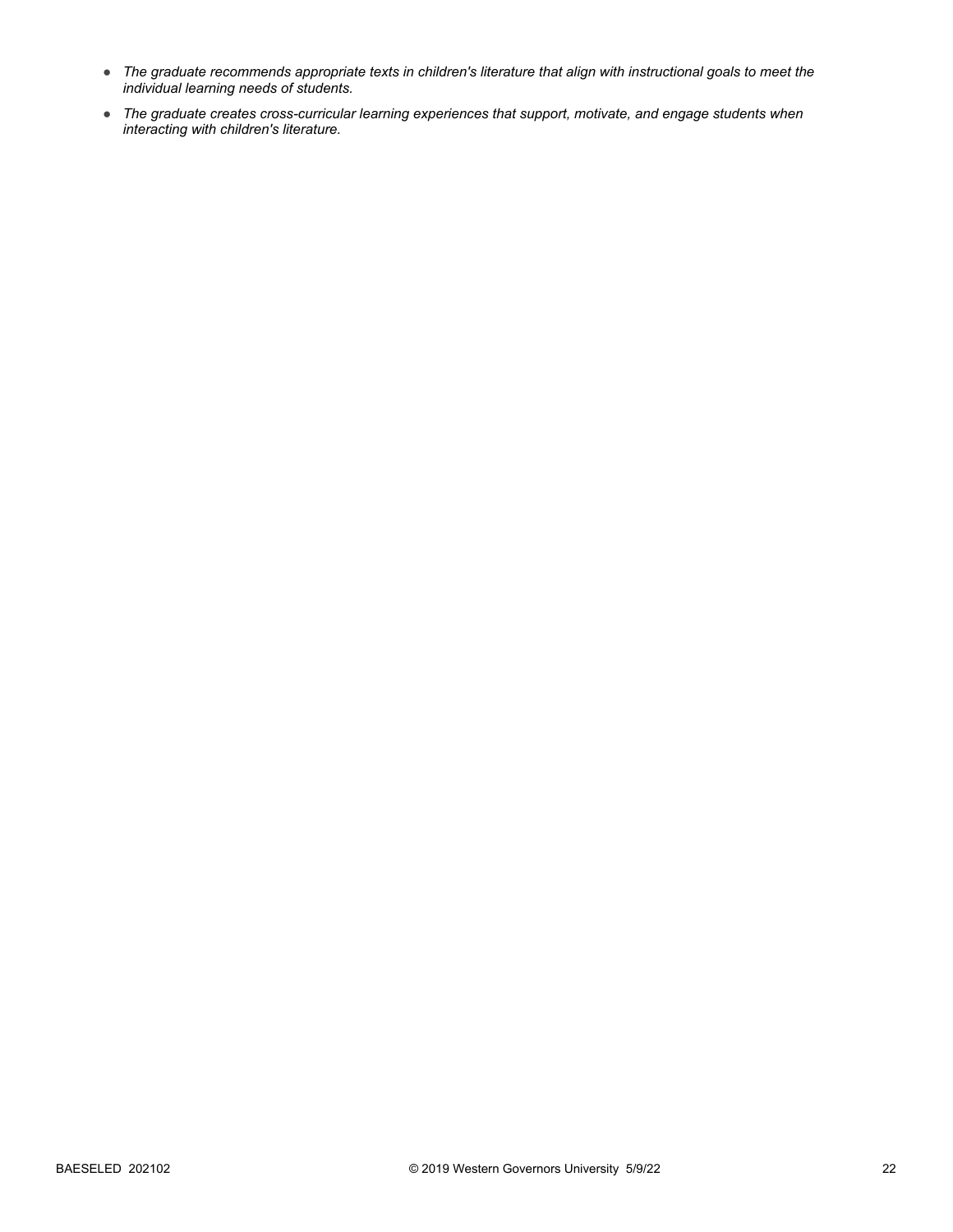- *The graduate recommends appropriate texts in children's literature that align with instructional goals to meet the individual learning needs of students.*
- *The graduate creates cross-curricular learning experiences that support, motivate, and engage students when interacting with children's literature.*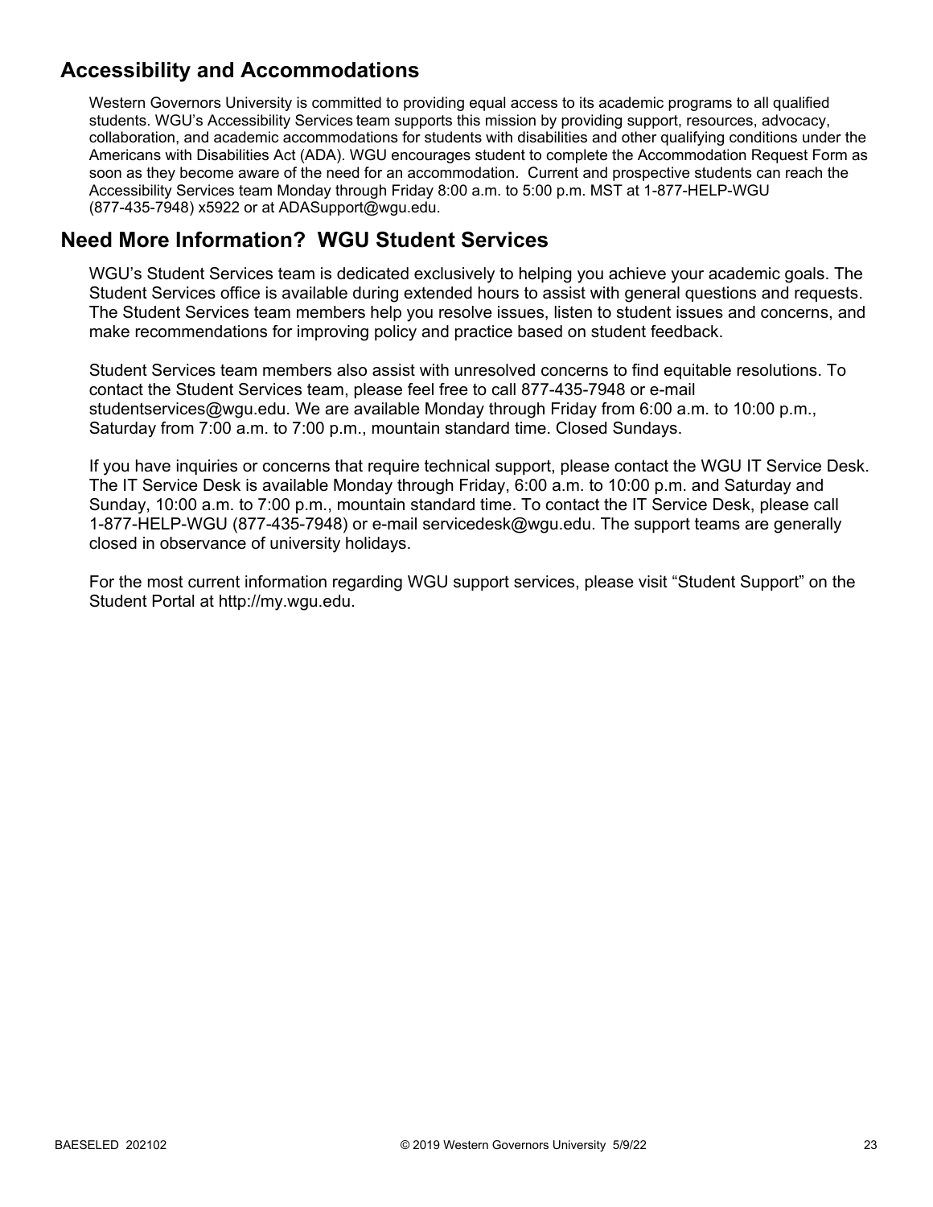## Accessibility and Accommodations

Western Governors University is committed to providing equal access to its academic programs to all qualified students. WGU's Accessibility Services team supports this mission by providing support, resources, advocacy, collaboration, and academic accommodations for students with disabilities and other qualifying conditions under the Americans with Disabilities Act (ADA). WGU encourages student to complete the Accommodation Request Form as soon as they become aware of the need for an accommodation. Current and prospective students can reach the Accessibility Services team Monday through Friday 8:00 a.m. to 5:00 p.m. MST at 1-877-HELP-WGU (877-435-7948) x5922 or at ADASupport@wgu.edu.

## Need More Information? WGU Student Services

WGU's Student Services team is dedicated exclusively to helping you achieve your academic goals. The Student Services office is available during extended hours to assist with general questions and requests. The Student Services team members help you resolve issues, listen to student issues and concerns, and make recommendations for improving policy and practice based on student feedback.

Student Services team members also assist with unresolved concerns to find equitable resolutions. To contact the Student Services team, please feel free to call 877-435-7948 or e-mail studentservices@wgu.edu. We are available Monday through Friday from 6:00 a.m. to 10:00 p.m., Saturday from 7:00 a.m. to 7:00 p.m., mountain standard time. Closed Sundays.

If you have inquiries or concerns that require technical support, please contact the WGU IT Service Desk. The IT Service Desk is available Monday through Friday, 6:00 a.m. to 10:00 p.m. and Saturday and Sunday, 10:00 a.m. to 7:00 p.m., mountain standard time. To contact the IT Service Desk, please call 1-877-HELP-WGU (877-435-7948) or e-mail servicedesk@wgu.edu. The support teams are generally closed in observance of university holidays.

For the most current information regarding WGU support services, please visit "Student Support" on the Student Portal at http://my.wgu.edu.